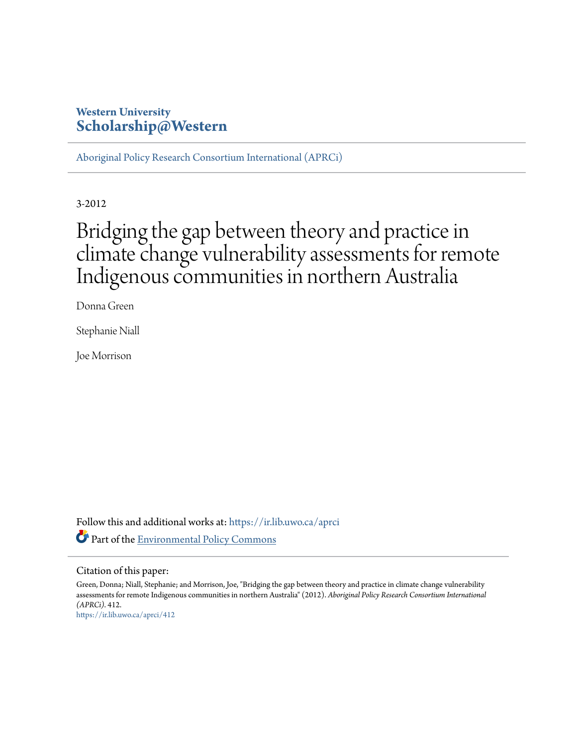Western University
**Scholarship@Western**

Aboriginal Policy Research Consortium International (APRCi)

3-2012

# Bridging the gap between theory and practice in climate change vulnerability assessments for remote Indigenous communities in northern Australia

Donna Green

Stephanie Niall

Joe Morrison

Follow this and additional works at: https://ir.lib.uwo.ca/aprci

Part of the Environmental Policy Commons

Citation of this paper:

Green, Donna; Niall, Stephanie; and Morrison, Joe, "Bridging the gap between theory and practice in climate change vulnerability assessments for remote Indigenous communities in northern Australia" (2012). *Aboriginal Policy Research Consortium International (APRCi)*. 412.
https://ir.lib.uwo.ca/aprci/412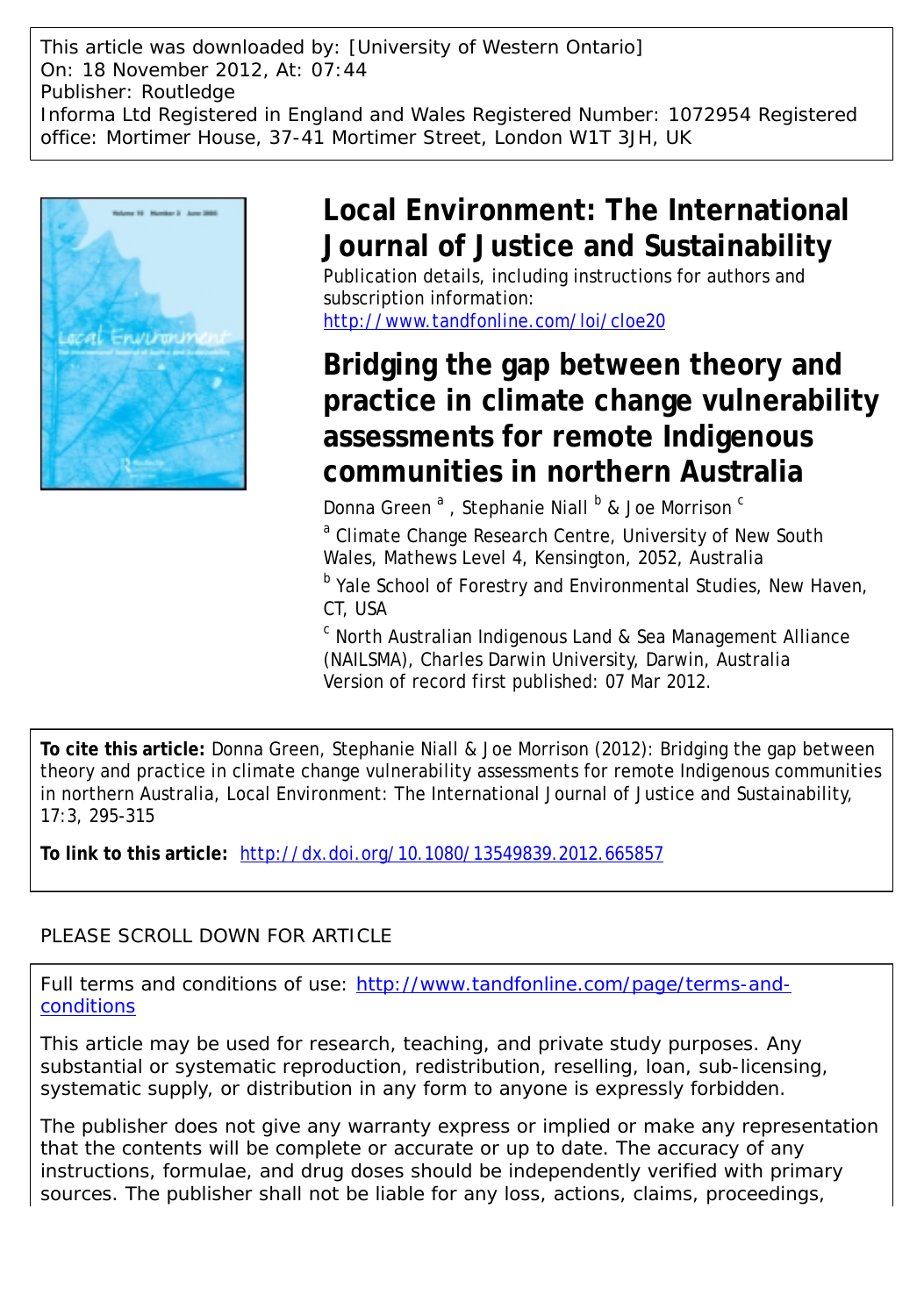This article was downloaded by: [University of Western Ontario]
On: 18 November 2012, At: 07:44
Publisher: Routledge
Informa Ltd Registered in England and Wales Registered Number: 1072954 Registered office: Mortimer House, 37-41 Mortimer Street, London W1T 3JH, UK

# Local Environment: The International Journal of Justice and Sustainability

Publication details, including instructions for authors and subscription information:
http://www.tandfonline.com/loi/cloe20

# Bridging the gap between theory and practice in climate change vulnerability assessments for remote Indigenous communities in northern Australia

Donna Green [a], Stephanie Niall [b] & Joe Morrison [c]

[a] Climate Change Research Centre, University of New South Wales, Mathews Level 4, Kensington, 2052, Australia

[b] Yale School of Forestry and Environmental Studies, New Haven, CT, USA

[c] North Australian Indigenous Land & Sea Management Alliance (NAILSMA), Charles Darwin University, Darwin, Australia

Version of record first published: 07 Mar 2012.

**To cite this article:** Donna Green, Stephanie Niall & Joe Morrison (2012): Bridging the gap between theory and practice in climate change vulnerability assessments for remote Indigenous communities in northern Australia, Local Environment: The International Journal of Justice and Sustainability, 17:3, 295-315

**To link to this article:** http://dx.doi.org/10.1080/13549839.2012.665857

PLEASE SCROLL DOWN FOR ARTICLE

Full terms and conditions of use: http://www.tandfonline.com/page/terms-and-conditions

This article may be used for research, teaching, and private study purposes. Any substantial or systematic reproduction, redistribution, reselling, loan, sub-licensing, systematic supply, or distribution in any form to anyone is expressly forbidden.

The publisher does not give any warranty express or implied or make any representation that the contents will be complete or accurate or up to date. The accuracy of any instructions, formulae, and drug doses should be independently verified with primary sources. The publisher shall not be liable for any loss, actions, claims, proceedings,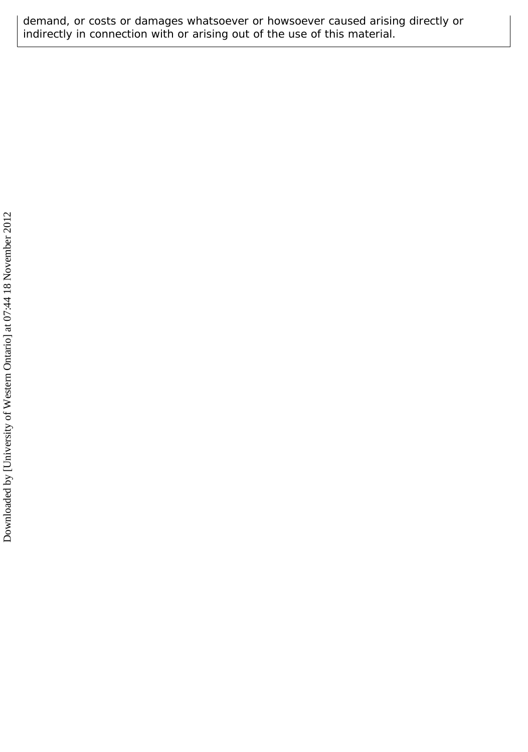demand, or costs or damages whatsoever or howsoever caused arising directly or indirectly in connection with or arising out of the use of this material.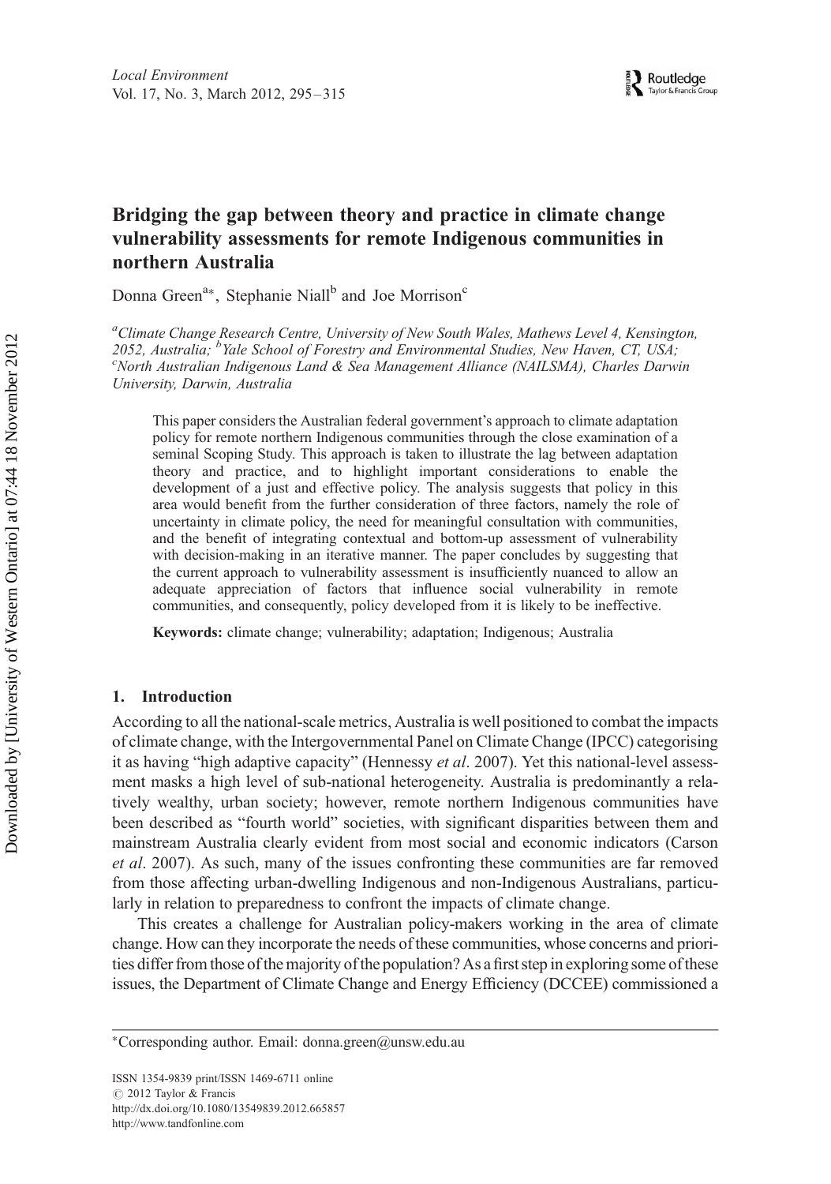# Bridging the gap between theory and practice in climate change vulnerability assessments for remote Indigenous communities in northern Australia

Donna Green[a]*, Stephanie Niall[b] and Joe Morrison[c]

[a]*Climate Change Research Centre, University of New South Wales, Mathews Level 4, Kensington, 2052, Australia;* [b]*Yale School of Forestry and Environmental Studies, New Haven, CT, USA;* [c]*North Australian Indigenous Land & Sea Management Alliance (NAILSMA), Charles Darwin University, Darwin, Australia*

This paper considers the Australian federal government's approach to climate adaptation policy for remote northern Indigenous communities through the close examination of a seminal Scoping Study. This approach is taken to illustrate the lag between adaptation theory and practice, and to highlight important considerations to enable the development of a just and effective policy. The analysis suggests that policy in this area would benefit from the further consideration of three factors, namely the role of uncertainty in climate policy, the need for meaningful consultation with communities, and the benefit of integrating contextual and bottom-up assessment of vulnerability with decision-making in an iterative manner. The paper concludes by suggesting that the current approach to vulnerability assessment is insufficiently nuanced to allow an adequate appreciation of factors that influence social vulnerability in remote communities, and consequently, policy developed from it is likely to be ineffective.

**Keywords:** climate change; vulnerability; adaptation; Indigenous; Australia

## 1. Introduction

According to all the national-scale metrics, Australia is well positioned to combat the impacts of climate change, with the Intergovernmental Panel on Climate Change (IPCC) categorising it as having "high adaptive capacity" (Hennessy *et al*. 2007). Yet this national-level assessment masks a high level of sub-national heterogeneity. Australia is predominantly a relatively wealthy, urban society; however, remote northern Indigenous communities have been described as "fourth world" societies, with significant disparities between them and mainstream Australia clearly evident from most social and economic indicators (Carson *et al*. 2007). As such, many of the issues confronting these communities are far removed from those affecting urban-dwelling Indigenous and non-Indigenous Australians, particularly in relation to preparedness to confront the impacts of climate change.

This creates a challenge for Australian policy-makers working in the area of climate change. How can they incorporate the needs of these communities, whose concerns and priorities differ from those of the majority of the population? As a first step in exploring some of these issues, the Department of Climate Change and Energy Efficiency (DCCEE) commissioned a

*Corresponding author. Email: donna.green@unsw.edu.au

ISSN 1354-9839 print/ISSN 1469-6711 online
© 2012 Taylor & Francis
http://dx.doi.org/10.1080/13549839.2012.665857
http://www.tandfonline.com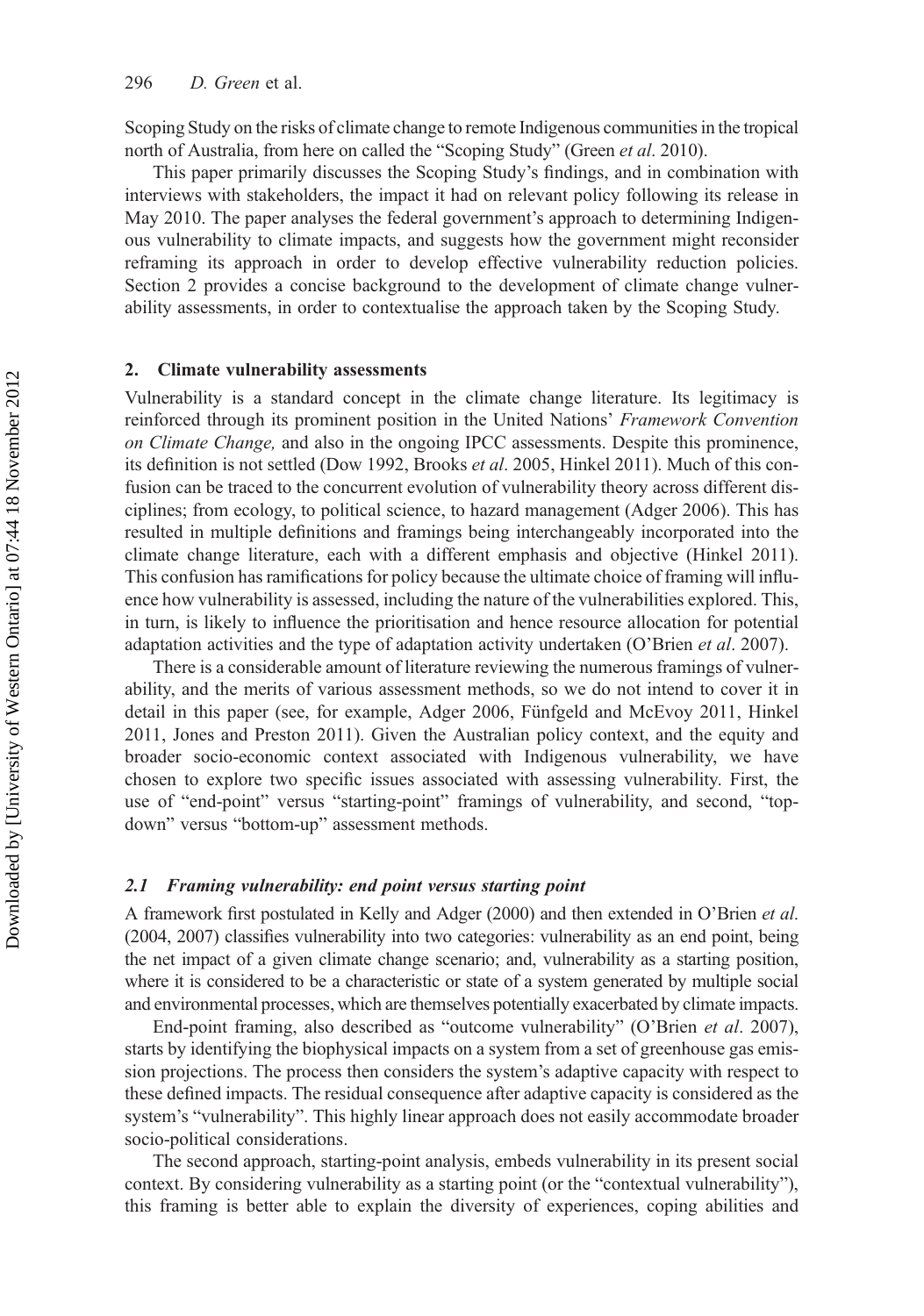Scoping Study on the risks of climate change to remote Indigenous communities in the tropical north of Australia, from here on called the "Scoping Study" (Green *et al*. 2010).

This paper primarily discusses the Scoping Study's findings, and in combination with interviews with stakeholders, the impact it had on relevant policy following its release in May 2010. The paper analyses the federal government's approach to determining Indigenous vulnerability to climate impacts, and suggests how the government might reconsider reframing its approach in order to develop effective vulnerability reduction policies. Section 2 provides a concise background to the development of climate change vulnerability assessments, in order to contextualise the approach taken by the Scoping Study.

## 2. Climate vulnerability assessments

Vulnerability is a standard concept in the climate change literature. Its legitimacy is reinforced through its prominent position in the United Nations' *Framework Convention on Climate Change,* and also in the ongoing IPCC assessments. Despite this prominence, its definition is not settled (Dow 1992, Brooks *et al*. 2005, Hinkel 2011). Much of this confusion can be traced to the concurrent evolution of vulnerability theory across different disciplines; from ecology, to political science, to hazard management (Adger 2006). This has resulted in multiple definitions and framings being interchangeably incorporated into the climate change literature, each with a different emphasis and objective (Hinkel 2011). This confusion has ramifications for policy because the ultimate choice of framing will influence how vulnerability is assessed, including the nature of the vulnerabilities explored. This, in turn, is likely to influence the prioritisation and hence resource allocation for potential adaptation activities and the type of adaptation activity undertaken (O'Brien *et al*. 2007).

There is a considerable amount of literature reviewing the numerous framings of vulnerability, and the merits of various assessment methods, so we do not intend to cover it in detail in this paper (see, for example, Adger 2006, Fünfgeld and McEvoy 2011, Hinkel 2011, Jones and Preston 2011). Given the Australian policy context, and the equity and broader socio-economic context associated with Indigenous vulnerability, we have chosen to explore two specific issues associated with assessing vulnerability. First, the use of "end-point" versus "starting-point" framings of vulnerability, and second, "top-down" versus "bottom-up" assessment methods.

### 2.1 *Framing vulnerability: end point versus starting point*

A framework first postulated in Kelly and Adger (2000) and then extended in O'Brien *et al.* (2004, 2007) classifies vulnerability into two categories: vulnerability as an end point, being the net impact of a given climate change scenario; and, vulnerability as a starting position, where it is considered to be a characteristic or state of a system generated by multiple social and environmental processes, which are themselves potentially exacerbated by climate impacts.

End-point framing, also described as "outcome vulnerability" (O'Brien *et al*. 2007), starts by identifying the biophysical impacts on a system from a set of greenhouse gas emission projections. The process then considers the system's adaptive capacity with respect to these defined impacts. The residual consequence after adaptive capacity is considered as the system's "vulnerability". This highly linear approach does not easily accommodate broader socio-political considerations.

The second approach, starting-point analysis, embeds vulnerability in its present social context. By considering vulnerability as a starting point (or the "contextual vulnerability"), this framing is better able to explain the diversity of experiences, coping abilities and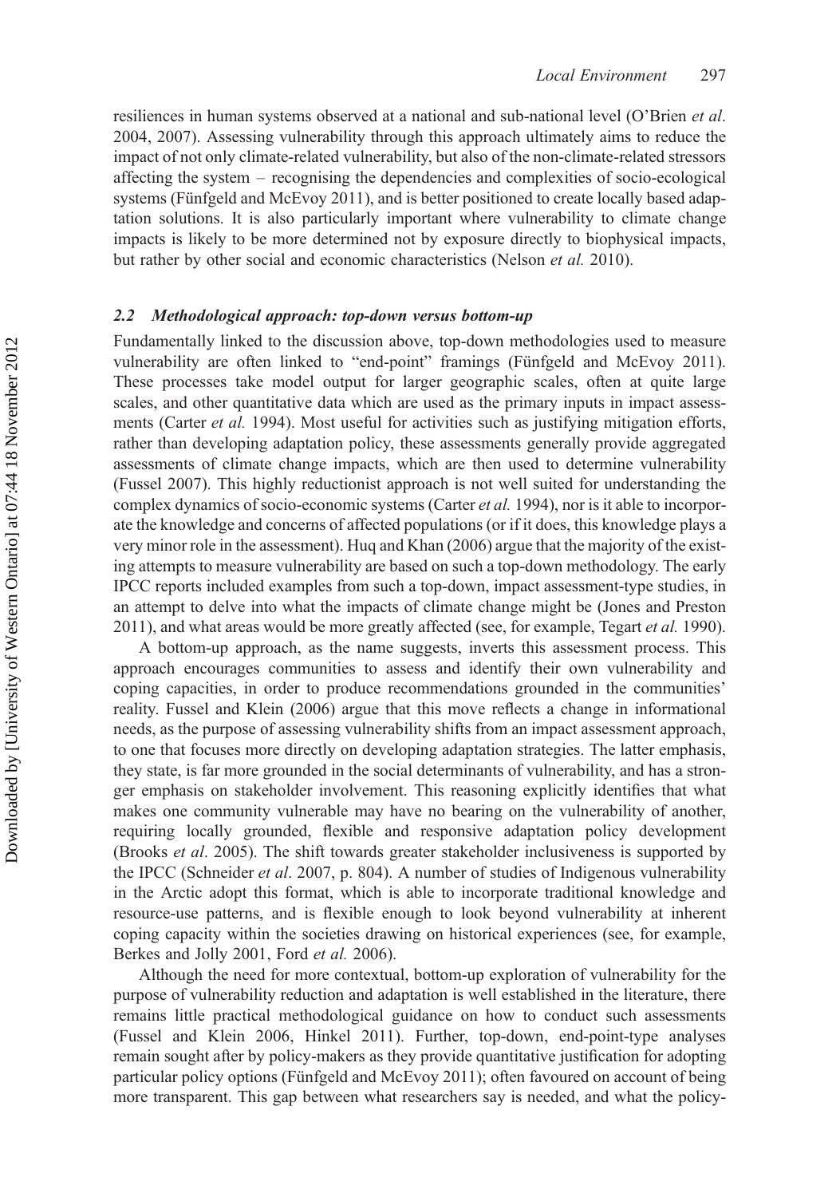resiliences in human systems observed at a national and sub-national level (O'Brien *et al*. 2004, 2007). Assessing vulnerability through this approach ultimately aims to reduce the impact of not only climate-related vulnerability, but also of the non-climate-related stressors affecting the system – recognising the dependencies and complexities of socio-ecological systems (Fünfgeld and McEvoy 2011), and is better positioned to create locally based adaptation solutions. It is also particularly important where vulnerability to climate change impacts is likely to be more determined not by exposure directly to biophysical impacts, but rather by other social and economic characteristics (Nelson *et al.* 2010).

### *2.2 Methodological approach: top-down versus bottom-up*

Fundamentally linked to the discussion above, top-down methodologies used to measure vulnerability are often linked to "end-point" framings (Fünfgeld and McEvoy 2011). These processes take model output for larger geographic scales, often at quite large scales, and other quantitative data which are used as the primary inputs in impact assessments (Carter *et al.* 1994). Most useful for activities such as justifying mitigation efforts, rather than developing adaptation policy, these assessments generally provide aggregated assessments of climate change impacts, which are then used to determine vulnerability (Fussel 2007). This highly reductionist approach is not well suited for understanding the complex dynamics of socio-economic systems (Carter *et al.* 1994), nor is it able to incorporate the knowledge and concerns of affected populations (or if it does, this knowledge plays a very minor role in the assessment). Huq and Khan (2006) argue that the majority of the existing attempts to measure vulnerability are based on such a top-down methodology. The early IPCC reports included examples from such a top-down, impact assessment-type studies, in an attempt to delve into what the impacts of climate change might be (Jones and Preston 2011), and what areas would be more greatly affected (see, for example, Tegart *et al.* 1990).

A bottom-up approach, as the name suggests, inverts this assessment process. This approach encourages communities to assess and identify their own vulnerability and coping capacities, in order to produce recommendations grounded in the communities' reality. Fussel and Klein (2006) argue that this move reflects a change in informational needs, as the purpose of assessing vulnerability shifts from an impact assessment approach, to one that focuses more directly on developing adaptation strategies. The latter emphasis, they state, is far more grounded in the social determinants of vulnerability, and has a stronger emphasis on stakeholder involvement. This reasoning explicitly identifies that what makes one community vulnerable may have no bearing on the vulnerability of another, requiring locally grounded, flexible and responsive adaptation policy development (Brooks *et al*. 2005). The shift towards greater stakeholder inclusiveness is supported by the IPCC (Schneider *et al*. 2007, p. 804). A number of studies of Indigenous vulnerability in the Arctic adopt this format, which is able to incorporate traditional knowledge and resource-use patterns, and is flexible enough to look beyond vulnerability at inherent coping capacity within the societies drawing on historical experiences (see, for example, Berkes and Jolly 2001, Ford *et al.* 2006).

Although the need for more contextual, bottom-up exploration of vulnerability for the purpose of vulnerability reduction and adaptation is well established in the literature, there remains little practical methodological guidance on how to conduct such assessments (Fussel and Klein 2006, Hinkel 2011). Further, top-down, end-point-type analyses remain sought after by policy-makers as they provide quantitative justification for adopting particular policy options (Fünfgeld and McEvoy 2011); often favoured on account of being more transparent. This gap between what researchers say is needed, and what the policy-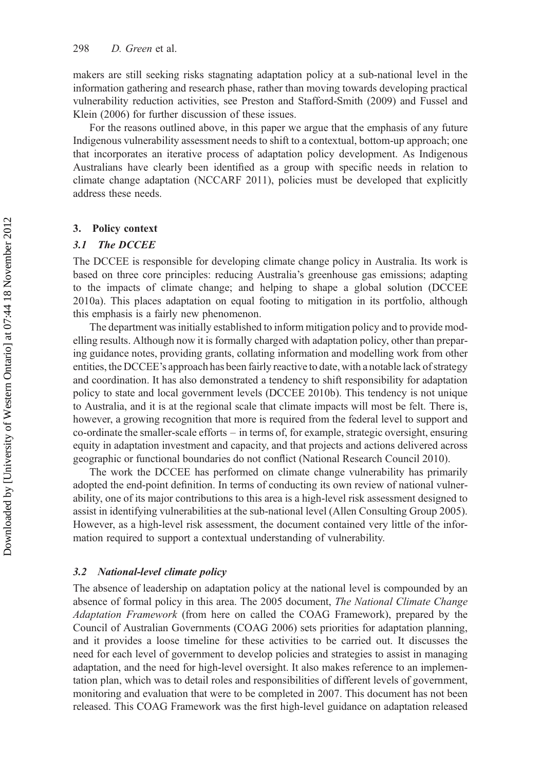makers are still seeking risks stagnating adaptation policy at a sub-national level in the information gathering and research phase, rather than moving towards developing practical vulnerability reduction activities, see Preston and Stafford-Smith (2009) and Fussel and Klein (2006) for further discussion of these issues.

For the reasons outlined above, in this paper we argue that the emphasis of any future Indigenous vulnerability assessment needs to shift to a contextual, bottom-up approach; one that incorporates an iterative process of adaptation policy development. As Indigenous Australians have clearly been identified as a group with specific needs in relation to climate change adaptation (NCCARF 2011), policies must be developed that explicitly address these needs.

## 3. Policy context

### 3.1 The DCCEE

The DCCEE is responsible for developing climate change policy in Australia. Its work is based on three core principles: reducing Australia's greenhouse gas emissions; adapting to the impacts of climate change; and helping to shape a global solution (DCCEE 2010a). This places adaptation on equal footing to mitigation in its portfolio, although this emphasis is a fairly new phenomenon.

The department was initially established to inform mitigation policy and to provide modelling results. Although now it is formally charged with adaptation policy, other than preparing guidance notes, providing grants, collating information and modelling work from other entities, the DCCEE's approach has been fairly reactive to date, with a notable lack of strategy and coordination. It has also demonstrated a tendency to shift responsibility for adaptation policy to state and local government levels (DCCEE 2010b). This tendency is not unique to Australia, and it is at the regional scale that climate impacts will most be felt. There is, however, a growing recognition that more is required from the federal level to support and co-ordinate the smaller-scale efforts – in terms of, for example, strategic oversight, ensuring equity in adaptation investment and capacity, and that projects and actions delivered across geographic or functional boundaries do not conflict (National Research Council 2010).

The work the DCCEE has performed on climate change vulnerability has primarily adopted the end-point definition. In terms of conducting its own review of national vulnerability, one of its major contributions to this area is a high-level risk assessment designed to assist in identifying vulnerabilities at the sub-national level (Allen Consulting Group 2005). However, as a high-level risk assessment, the document contained very little of the information required to support a contextual understanding of vulnerability.

### 3.2 National-level climate policy

The absence of leadership on adaptation policy at the national level is compounded by an absence of formal policy in this area. The 2005 document, *The National Climate Change Adaptation Framework* (from here on called the COAG Framework), prepared by the Council of Australian Governments (COAG 2006) sets priorities for adaptation planning, and it provides a loose timeline for these activities to be carried out. It discusses the need for each level of government to develop policies and strategies to assist in managing adaptation, and the need for high-level oversight. It also makes reference to an implementation plan, which was to detail roles and responsibilities of different levels of government, monitoring and evaluation that were to be completed in 2007. This document has not been released. This COAG Framework was the first high-level guidance on adaptation released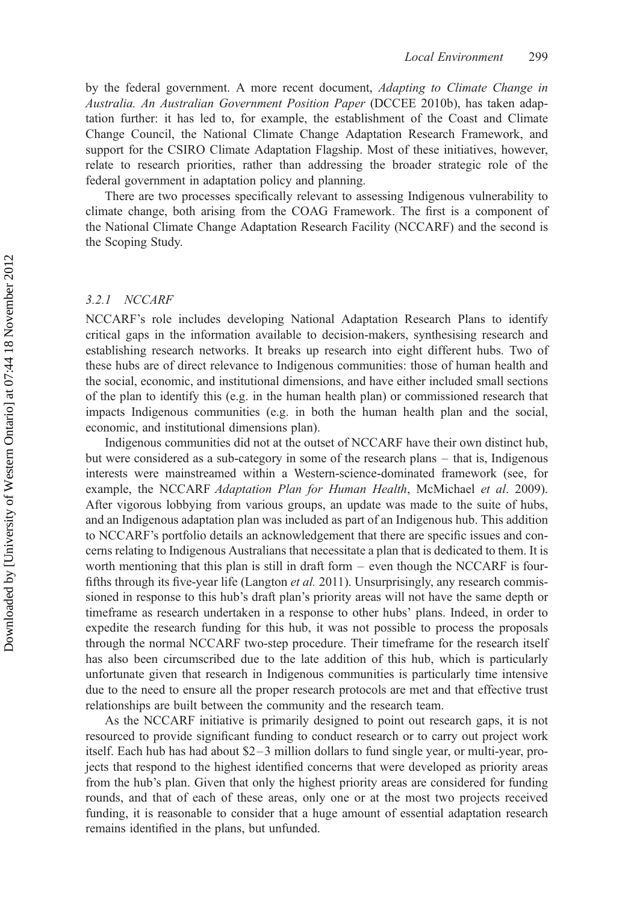by the federal government. A more recent document, *Adapting to Climate Change in Australia. An Australian Government Position Paper* (DCCEE 2010b), has taken adaptation further: it has led to, for example, the establishment of the Coast and Climate Change Council, the National Climate Change Adaptation Research Framework, and support for the CSIRO Climate Adaptation Flagship. Most of these initiatives, however, relate to research priorities, rather than addressing the broader strategic role of the federal government in adaptation policy and planning.

There are two processes specifically relevant to assessing Indigenous vulnerability to climate change, both arising from the COAG Framework. The first is a component of the National Climate Change Adaptation Research Facility (NCCARF) and the second is the Scoping Study.

### *3.2.1 NCCARF*

NCCARF's role includes developing National Adaptation Research Plans to identify critical gaps in the information available to decision-makers, synthesising research and establishing research networks. It breaks up research into eight different hubs. Two of these hubs are of direct relevance to Indigenous communities: those of human health and the social, economic, and institutional dimensions, and have either included small sections of the plan to identify this (e.g. in the human health plan) or commissioned research that impacts Indigenous communities (e.g. in both the human health plan and the social, economic, and institutional dimensions plan).

Indigenous communities did not at the outset of NCCARF have their own distinct hub, but were considered as a sub-category in some of the research plans – that is, Indigenous interests were mainstreamed within a Western-science-dominated framework (see, for example, the NCCARF *Adaptation Plan for Human Health*, McMichael *et al*. 2009). After vigorous lobbying from various groups, an update was made to the suite of hubs, and an Indigenous adaptation plan was included as part of an Indigenous hub. This addition to NCCARF's portfolio details an acknowledgement that there are specific issues and concerns relating to Indigenous Australians that necessitate a plan that is dedicated to them. It is worth mentioning that this plan is still in draft form – even though the NCCARF is four-fifths through its five-year life (Langton *et al.* 2011). Unsurprisingly, any research commissioned in response to this hub's draft plan's priority areas will not have the same depth or timeframe as research undertaken in a response to other hubs' plans. Indeed, in order to expedite the research funding for this hub, it was not possible to process the proposals through the normal NCCARF two-step procedure. Their timeframe for the research itself has also been circumscribed due to the late addition of this hub, which is particularly unfortunate given that research in Indigenous communities is particularly time intensive due to the need to ensure all the proper research protocols are met and that effective trust relationships are built between the community and the research team.

As the NCCARF initiative is primarily designed to point out research gaps, it is not resourced to provide significant funding to conduct research or to carry out project work itself. Each hub has had about $2–3 million dollars to fund single year, or multi-year, projects that respond to the highest identified concerns that were developed as priority areas from the hub's plan. Given that only the highest priority areas are considered for funding rounds, and that of each of these areas, only one or at the most two projects received funding, it is reasonable to consider that a huge amount of essential adaptation research remains identified in the plans, but unfunded.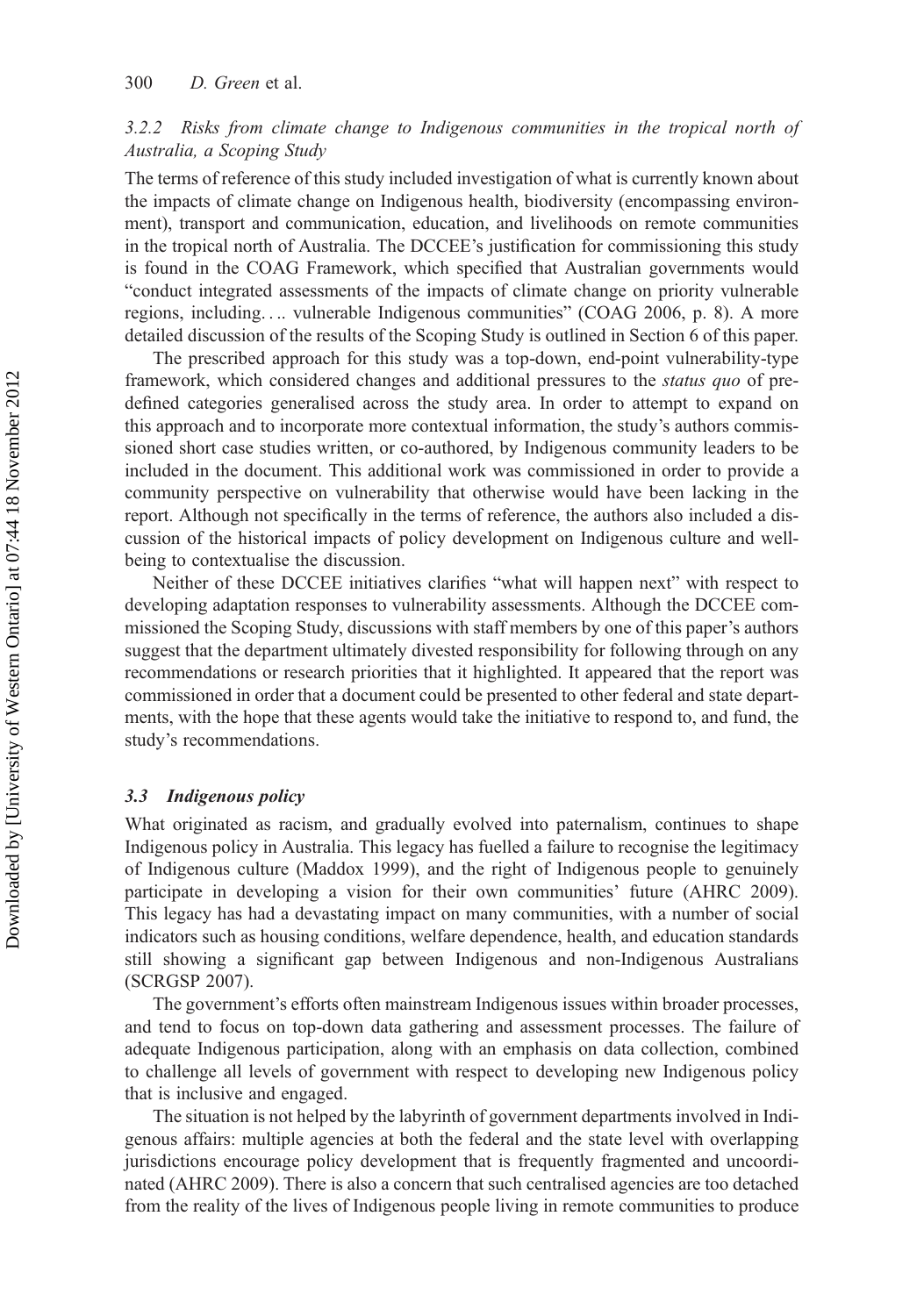### *3.2.2 Risks from climate change to Indigenous communities in the tropical north of Australia, a Scoping Study*

The terms of reference of this study included investigation of what is currently known about the impacts of climate change on Indigenous health, biodiversity (encompassing environment), transport and communication, education, and livelihoods on remote communities in the tropical north of Australia. The DCCEE's justification for commissioning this study is found in the COAG Framework, which specified that Australian governments would "conduct integrated assessments of the impacts of climate change on priority vulnerable regions, including.... vulnerable Indigenous communities" (COAG 2006, p. 8). A more detailed discussion of the results of the Scoping Study is outlined in Section 6 of this paper.

The prescribed approach for this study was a top-down, end-point vulnerability-type framework, which considered changes and additional pressures to the *status quo* of predefined categories generalised across the study area. In order to attempt to expand on this approach and to incorporate more contextual information, the study's authors commissioned short case studies written, or co-authored, by Indigenous community leaders to be included in the document. This additional work was commissioned in order to provide a community perspective on vulnerability that otherwise would have been lacking in the report. Although not specifically in the terms of reference, the authors also included a discussion of the historical impacts of policy development on Indigenous culture and wellbeing to contextualise the discussion.

Neither of these DCCEE initiatives clarifies "what will happen next" with respect to developing adaptation responses to vulnerability assessments. Although the DCCEE commissioned the Scoping Study, discussions with staff members by one of this paper's authors suggest that the department ultimately divested responsibility for following through on any recommendations or research priorities that it highlighted. It appeared that the report was commissioned in order that a document could be presented to other federal and state departments, with the hope that these agents would take the initiative to respond to, and fund, the study's recommendations.

### ***3.3 Indigenous policy***

What originated as racism, and gradually evolved into paternalism, continues to shape Indigenous policy in Australia. This legacy has fuelled a failure to recognise the legitimacy of Indigenous culture (Maddox 1999), and the right of Indigenous people to genuinely participate in developing a vision for their own communities' future (AHRC 2009). This legacy has had a devastating impact on many communities, with a number of social indicators such as housing conditions, welfare dependence, health, and education standards still showing a significant gap between Indigenous and non-Indigenous Australians (SCRGSP 2007).

The government's efforts often mainstream Indigenous issues within broader processes, and tend to focus on top-down data gathering and assessment processes. The failure of adequate Indigenous participation, along with an emphasis on data collection, combined to challenge all levels of government with respect to developing new Indigenous policy that is inclusive and engaged.

The situation is not helped by the labyrinth of government departments involved in Indigenous affairs: multiple agencies at both the federal and the state level with overlapping jurisdictions encourage policy development that is frequently fragmented and uncoordinated (AHRC 2009). There is also a concern that such centralised agencies are too detached from the reality of the lives of Indigenous people living in remote communities to produce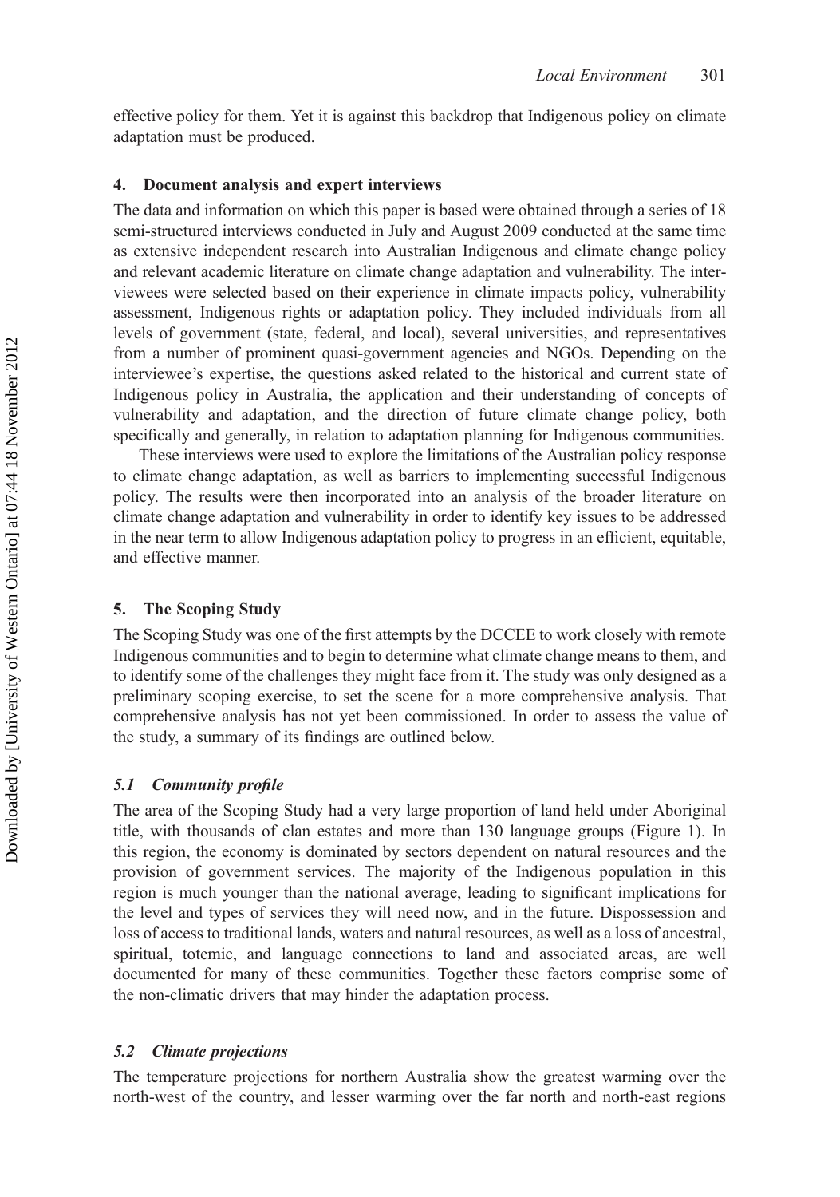effective policy for them. Yet it is against this backdrop that Indigenous policy on climate adaptation must be produced.

## 4. Document analysis and expert interviews

The data and information on which this paper is based were obtained through a series of 18 semi-structured interviews conducted in July and August 2009 conducted at the same time as extensive independent research into Australian Indigenous and climate change policy and relevant academic literature on climate change adaptation and vulnerability. The interviewees were selected based on their experience in climate impacts policy, vulnerability assessment, Indigenous rights or adaptation policy. They included individuals from all levels of government (state, federal, and local), several universities, and representatives from a number of prominent quasi-government agencies and NGOs. Depending on the interviewee's expertise, the questions asked related to the historical and current state of Indigenous policy in Australia, the application and their understanding of concepts of vulnerability and adaptation, and the direction of future climate change policy, both specifically and generally, in relation to adaptation planning for Indigenous communities.

These interviews were used to explore the limitations of the Australian policy response to climate change adaptation, as well as barriers to implementing successful Indigenous policy. The results were then incorporated into an analysis of the broader literature on climate change adaptation and vulnerability in order to identify key issues to be addressed in the near term to allow Indigenous adaptation policy to progress in an efficient, equitable, and effective manner.

## 5. The Scoping Study

The Scoping Study was one of the first attempts by the DCCEE to work closely with remote Indigenous communities and to begin to determine what climate change means to them, and to identify some of the challenges they might face from it. The study was only designed as a preliminary scoping exercise, to set the scene for a more comprehensive analysis. That comprehensive analysis has not yet been commissioned. In order to assess the value of the study, a summary of its findings are outlined below.

### *5.1 Community profile*

The area of the Scoping Study had a very large proportion of land held under Aboriginal title, with thousands of clan estates and more than 130 language groups (Figure 1). In this region, the economy is dominated by sectors dependent on natural resources and the provision of government services. The majority of the Indigenous population in this region is much younger than the national average, leading to significant implications for the level and types of services they will need now, and in the future. Dispossession and loss of access to traditional lands, waters and natural resources, as well as a loss of ancestral, spiritual, totemic, and language connections to land and associated areas, are well documented for many of these communities. Together these factors comprise some of the non-climatic drivers that may hinder the adaptation process.

### *5.2 Climate projections*

The temperature projections for northern Australia show the greatest warming over the north-west of the country, and lesser warming over the far north and north-east regions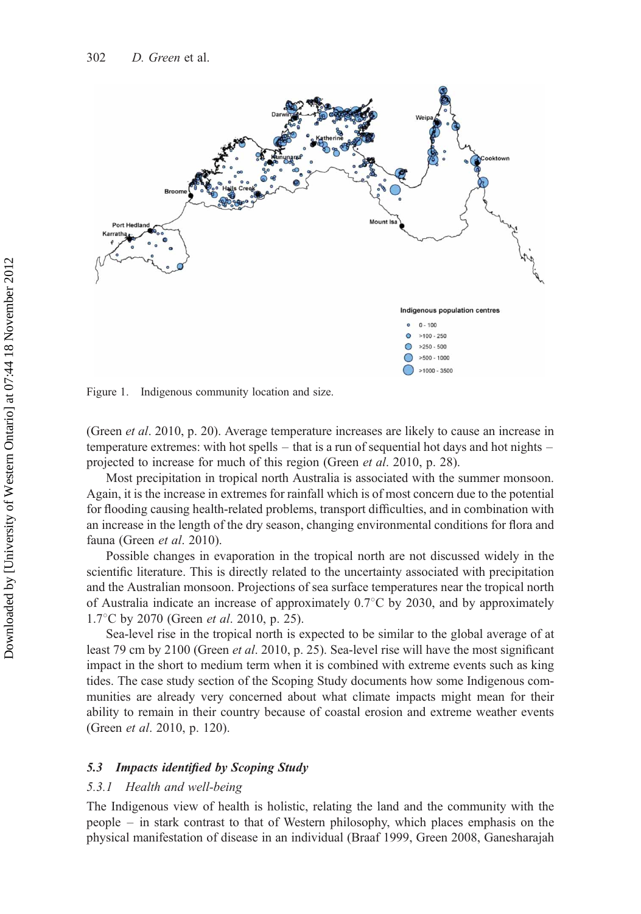Figure 1. Indigenous community location and size.

(Green *et al*. 2010, p. 20). Average temperature increases are likely to cause an increase in temperature extremes: with hot spells – that is a run of sequential hot days and hot nights – projected to increase for much of this region (Green *et al*. 2010, p. 28).

Most precipitation in tropical north Australia is associated with the summer monsoon. Again, it is the increase in extremes for rainfall which is of most concern due to the potential for flooding causing health-related problems, transport difficulties, and in combination with an increase in the length of the dry season, changing environmental conditions for flora and fauna (Green *et al*. 2010).

Possible changes in evaporation in the tropical north are not discussed widely in the scientific literature. This is directly related to the uncertainty associated with precipitation and the Australian monsoon. Projections of sea surface temperatures near the tropical north of Australia indicate an increase of approximately 0.7°C by 2030, and by approximately 1.7°C by 2070 (Green *et al*. 2010, p. 25).

Sea-level rise in the tropical north is expected to be similar to the global average of at least 79 cm by 2100 (Green *et al*. 2010, p. 25). Sea-level rise will have the most significant impact in the short to medium term when it is combined with extreme events such as king tides. The case study section of the Scoping Study documents how some Indigenous communities are already very concerned about what climate impacts might mean for their ability to remain in their country because of coastal erosion and extreme weather events (Green *et al*. 2010, p. 120).

### *5.3 Impacts identified by Scoping Study*

#### *5.3.1 Health and well-being*

The Indigenous view of health is holistic, relating the land and the community with the people – in stark contrast to that of Western philosophy, which places emphasis on the physical manifestation of disease in an individual (Braaf 1999, Green 2008, Ganesharajah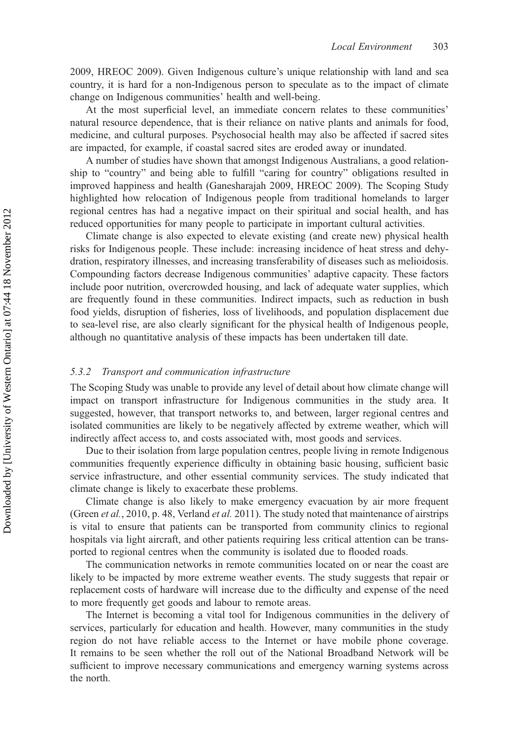2009, HREOC 2009). Given Indigenous culture's unique relationship with land and sea country, it is hard for a non-Indigenous person to speculate as to the impact of climate change on Indigenous communities' health and well-being.

At the most superficial level, an immediate concern relates to these communities' natural resource dependence, that is their reliance on native plants and animals for food, medicine, and cultural purposes. Psychosocial health may also be affected if sacred sites are impacted, for example, if coastal sacred sites are eroded away or inundated.

A number of studies have shown that amongst Indigenous Australians, a good relationship to "country" and being able to fulfill "caring for country" obligations resulted in improved happiness and health (Ganesharajah 2009, HREOC 2009). The Scoping Study highlighted how relocation of Indigenous people from traditional homelands to larger regional centres has had a negative impact on their spiritual and social health, and has reduced opportunities for many people to participate in important cultural activities.

Climate change is also expected to elevate existing (and create new) physical health risks for Indigenous people. These include: increasing incidence of heat stress and dehydration, respiratory illnesses, and increasing transferability of diseases such as melioidosis. Compounding factors decrease Indigenous communities' adaptive capacity. These factors include poor nutrition, overcrowded housing, and lack of adequate water supplies, which are frequently found in these communities. Indirect impacts, such as reduction in bush food yields, disruption of fisheries, loss of livelihoods, and population displacement due to sea-level rise, are also clearly significant for the physical health of Indigenous people, although no quantitative analysis of these impacts has been undertaken till date.

### *5.3.2 Transport and communication infrastructure*

The Scoping Study was unable to provide any level of detail about how climate change will impact on transport infrastructure for Indigenous communities in the study area. It suggested, however, that transport networks to, and between, larger regional centres and isolated communities are likely to be negatively affected by extreme weather, which will indirectly affect access to, and costs associated with, most goods and services.

Due to their isolation from large population centres, people living in remote Indigenous communities frequently experience difficulty in obtaining basic housing, sufficient basic service infrastructure, and other essential community services. The study indicated that climate change is likely to exacerbate these problems.

Climate change is also likely to make emergency evacuation by air more frequent (Green *et al.*, 2010, p. 48, Verland *et al.* 2011). The study noted that maintenance of airstrips is vital to ensure that patients can be transported from community clinics to regional hospitals via light aircraft, and other patients requiring less critical attention can be transported to regional centres when the community is isolated due to flooded roads.

The communication networks in remote communities located on or near the coast are likely to be impacted by more extreme weather events. The study suggests that repair or replacement costs of hardware will increase due to the difficulty and expense of the need to more frequently get goods and labour to remote areas.

The Internet is becoming a vital tool for Indigenous communities in the delivery of services, particularly for education and health. However, many communities in the study region do not have reliable access to the Internet or have mobile phone coverage. It remains to be seen whether the roll out of the National Broadband Network will be sufficient to improve necessary communications and emergency warning systems across the north.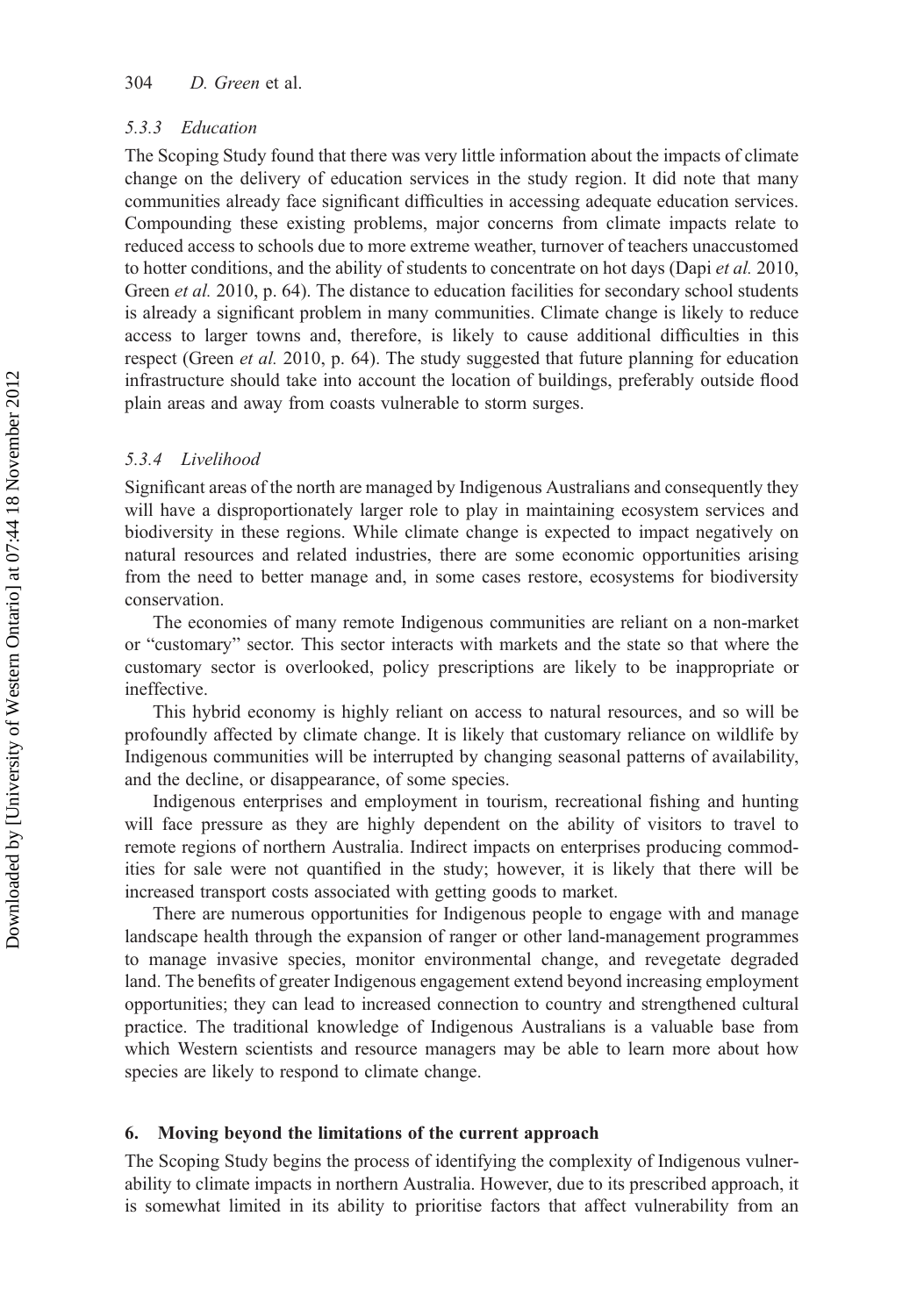### 5.3.3 Education

The Scoping Study found that there was very little information about the impacts of climate change on the delivery of education services in the study region. It did note that many communities already face significant difficulties in accessing adequate education services. Compounding these existing problems, major concerns from climate impacts relate to reduced access to schools due to more extreme weather, turnover of teachers unaccustomed to hotter conditions, and the ability of students to concentrate on hot days (Dapi *et al.* 2010, Green *et al.* 2010, p. 64). The distance to education facilities for secondary school students is already a significant problem in many communities. Climate change is likely to reduce access to larger towns and, therefore, is likely to cause additional difficulties in this respect (Green *et al.* 2010, p. 64). The study suggested that future planning for education infrastructure should take into account the location of buildings, preferably outside flood plain areas and away from coasts vulnerable to storm surges.

### 5.3.4 Livelihood

Significant areas of the north are managed by Indigenous Australians and consequently they will have a disproportionately larger role to play in maintaining ecosystem services and biodiversity in these regions. While climate change is expected to impact negatively on natural resources and related industries, there are some economic opportunities arising from the need to better manage and, in some cases restore, ecosystems for biodiversity conservation.

The economies of many remote Indigenous communities are reliant on a non-market or "customary" sector. This sector interacts with markets and the state so that where the customary sector is overlooked, policy prescriptions are likely to be inappropriate or ineffective.

This hybrid economy is highly reliant on access to natural resources, and so will be profoundly affected by climate change. It is likely that customary reliance on wildlife by Indigenous communities will be interrupted by changing seasonal patterns of availability, and the decline, or disappearance, of some species.

Indigenous enterprises and employment in tourism, recreational fishing and hunting will face pressure as they are highly dependent on the ability of visitors to travel to remote regions of northern Australia. Indirect impacts on enterprises producing commodities for sale were not quantified in the study; however, it is likely that there will be increased transport costs associated with getting goods to market.

There are numerous opportunities for Indigenous people to engage with and manage landscape health through the expansion of ranger or other land-management programmes to manage invasive species, monitor environmental change, and revegetate degraded land. The benefits of greater Indigenous engagement extend beyond increasing employment opportunities; they can lead to increased connection to country and strengthened cultural practice. The traditional knowledge of Indigenous Australians is a valuable base from which Western scientists and resource managers may be able to learn more about how species are likely to respond to climate change.

## 6. Moving beyond the limitations of the current approach

The Scoping Study begins the process of identifying the complexity of Indigenous vulnerability to climate impacts in northern Australia. However, due to its prescribed approach, it is somewhat limited in its ability to prioritise factors that affect vulnerability from an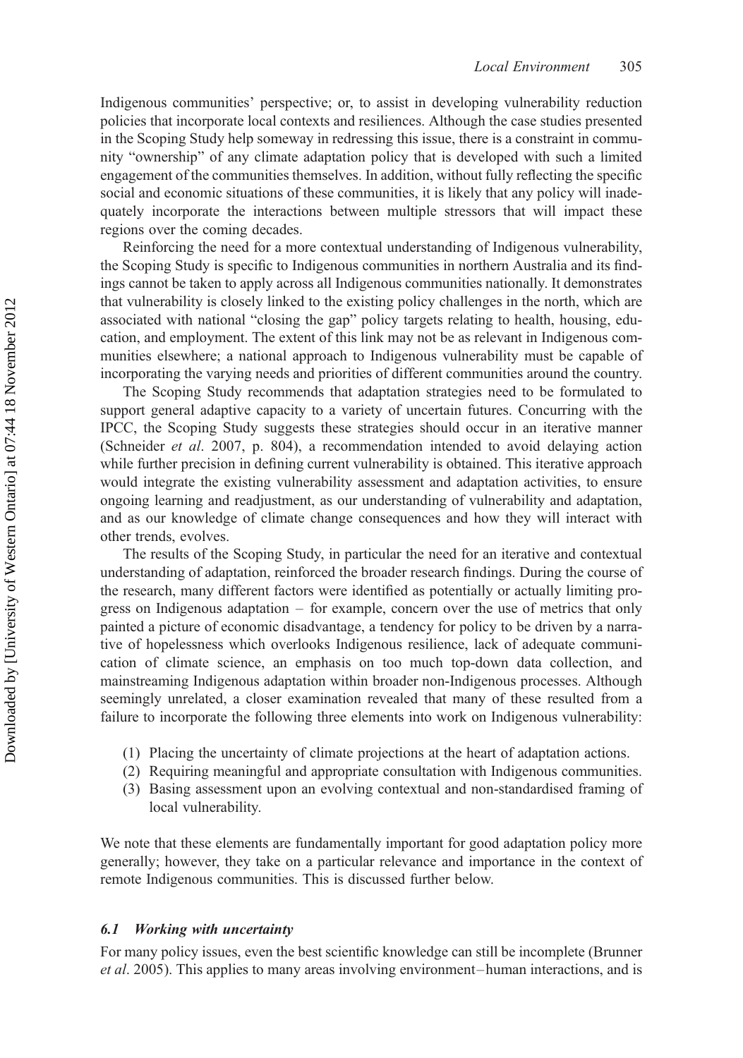Indigenous communities' perspective; or, to assist in developing vulnerability reduction policies that incorporate local contexts and resiliences. Although the case studies presented in the Scoping Study help someway in redressing this issue, there is a constraint in community "ownership" of any climate adaptation policy that is developed with such a limited engagement of the communities themselves. In addition, without fully reflecting the specific social and economic situations of these communities, it is likely that any policy will inadequately incorporate the interactions between multiple stressors that will impact these regions over the coming decades.

Reinforcing the need for a more contextual understanding of Indigenous vulnerability, the Scoping Study is specific to Indigenous communities in northern Australia and its findings cannot be taken to apply across all Indigenous communities nationally. It demonstrates that vulnerability is closely linked to the existing policy challenges in the north, which are associated with national "closing the gap" policy targets relating to health, housing, education, and employment. The extent of this link may not be as relevant in Indigenous communities elsewhere; a national approach to Indigenous vulnerability must be capable of incorporating the varying needs and priorities of different communities around the country.

The Scoping Study recommends that adaptation strategies need to be formulated to support general adaptive capacity to a variety of uncertain futures. Concurring with the IPCC, the Scoping Study suggests these strategies should occur in an iterative manner (Schneider *et al*. 2007, p. 804), a recommendation intended to avoid delaying action while further precision in defining current vulnerability is obtained. This iterative approach would integrate the existing vulnerability assessment and adaptation activities, to ensure ongoing learning and readjustment, as our understanding of vulnerability and adaptation, and as our knowledge of climate change consequences and how they will interact with other trends, evolves.

The results of the Scoping Study, in particular the need for an iterative and contextual understanding of adaptation, reinforced the broader research findings. During the course of the research, many different factors were identified as potentially or actually limiting progress on Indigenous adaptation – for example, concern over the use of metrics that only painted a picture of economic disadvantage, a tendency for policy to be driven by a narrative of hopelessness which overlooks Indigenous resilience, lack of adequate communication of climate science, an emphasis on too much top-down data collection, and mainstreaming Indigenous adaptation within broader non-Indigenous processes. Although seemingly unrelated, a closer examination revealed that many of these resulted from a failure to incorporate the following three elements into work on Indigenous vulnerability:

(1) Placing the uncertainty of climate projections at the heart of adaptation actions.
(2) Requiring meaningful and appropriate consultation with Indigenous communities.
(3) Basing assessment upon an evolving contextual and non-standardised framing of local vulnerability.

We note that these elements are fundamentally important for good adaptation policy more generally; however, they take on a particular relevance and importance in the context of remote Indigenous communities. This is discussed further below.

### *6.1 Working with uncertainty*

For many policy issues, even the best scientific knowledge can still be incomplete (Brunner *et al*. 2005). This applies to many areas involving environment–human interactions, and is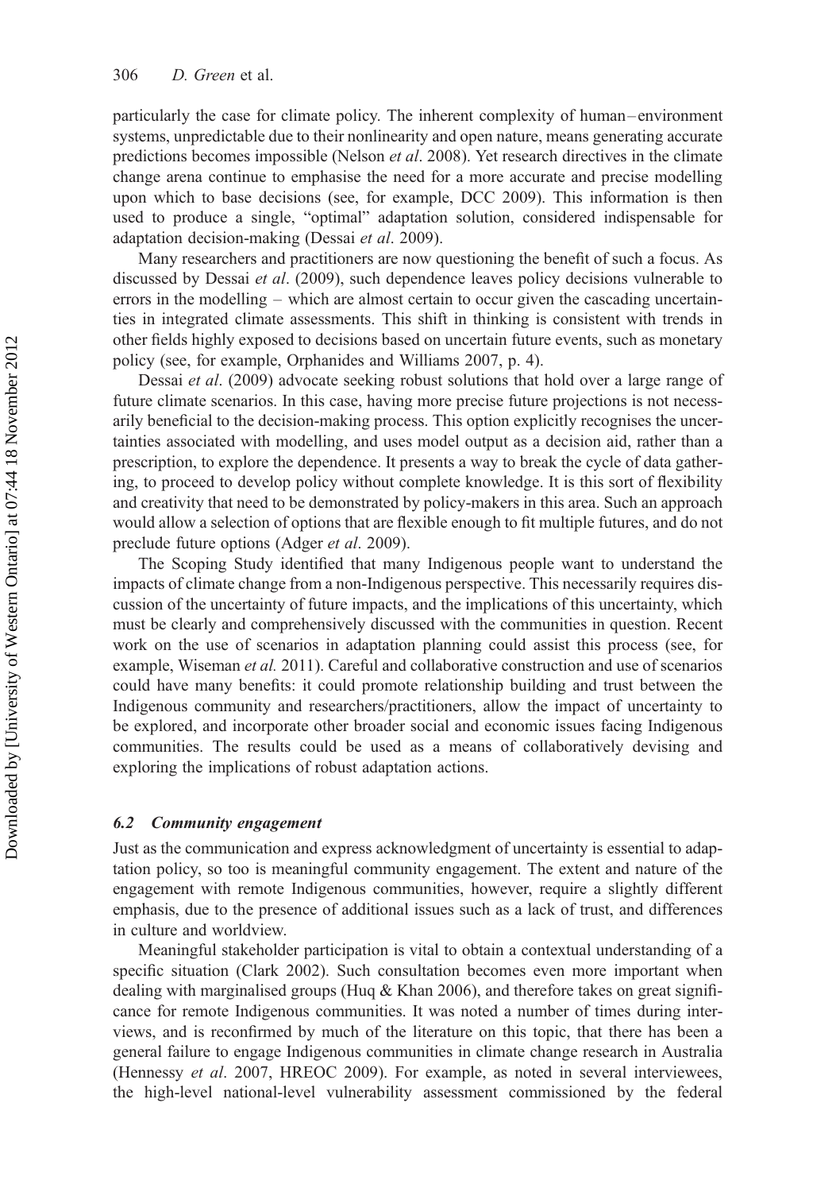particularly the case for climate policy. The inherent complexity of human–environment systems, unpredictable due to their nonlinearity and open nature, means generating accurate predictions becomes impossible (Nelson *et al*. 2008). Yet research directives in the climate change arena continue to emphasise the need for a more accurate and precise modelling upon which to base decisions (see, for example, DCC 2009). This information is then used to produce a single, "optimal" adaptation solution, considered indispensable for adaptation decision-making (Dessai *et al*. 2009).

Many researchers and practitioners are now questioning the benefit of such a focus. As discussed by Dessai *et al*. (2009), such dependence leaves policy decisions vulnerable to errors in the modelling – which are almost certain to occur given the cascading uncertainties in integrated climate assessments. This shift in thinking is consistent with trends in other fields highly exposed to decisions based on uncertain future events, such as monetary policy (see, for example, Orphanides and Williams 2007, p. 4).

Dessai *et al*. (2009) advocate seeking robust solutions that hold over a large range of future climate scenarios. In this case, having more precise future projections is not necessarily beneficial to the decision-making process. This option explicitly recognises the uncertainties associated with modelling, and uses model output as a decision aid, rather than a prescription, to explore the dependence. It presents a way to break the cycle of data gathering, to proceed to develop policy without complete knowledge. It is this sort of flexibility and creativity that need to be demonstrated by policy-makers in this area. Such an approach would allow a selection of options that are flexible enough to fit multiple futures, and do not preclude future options (Adger *et al*. 2009).

The Scoping Study identified that many Indigenous people want to understand the impacts of climate change from a non-Indigenous perspective. This necessarily requires discussion of the uncertainty of future impacts, and the implications of this uncertainty, which must be clearly and comprehensively discussed with the communities in question. Recent work on the use of scenarios in adaptation planning could assist this process (see, for example, Wiseman *et al.* 2011). Careful and collaborative construction and use of scenarios could have many benefits: it could promote relationship building and trust between the Indigenous community and researchers/practitioners, allow the impact of uncertainty to be explored, and incorporate other broader social and economic issues facing Indigenous communities. The results could be used as a means of collaboratively devising and exploring the implications of robust adaptation actions.

### *6.2 Community engagement*

Just as the communication and express acknowledgment of uncertainty is essential to adaptation policy, so too is meaningful community engagement. The extent and nature of the engagement with remote Indigenous communities, however, require a slightly different emphasis, due to the presence of additional issues such as a lack of trust, and differences in culture and worldview.

Meaningful stakeholder participation is vital to obtain a contextual understanding of a specific situation (Clark 2002). Such consultation becomes even more important when dealing with marginalised groups (Huq & Khan 2006), and therefore takes on great significance for remote Indigenous communities. It was noted a number of times during interviews, and is reconfirmed by much of the literature on this topic, that there has been a general failure to engage Indigenous communities in climate change research in Australia (Hennessy *et al*. 2007, HREOC 2009). For example, as noted in several interviewees, the high-level national-level vulnerability assessment commissioned by the federal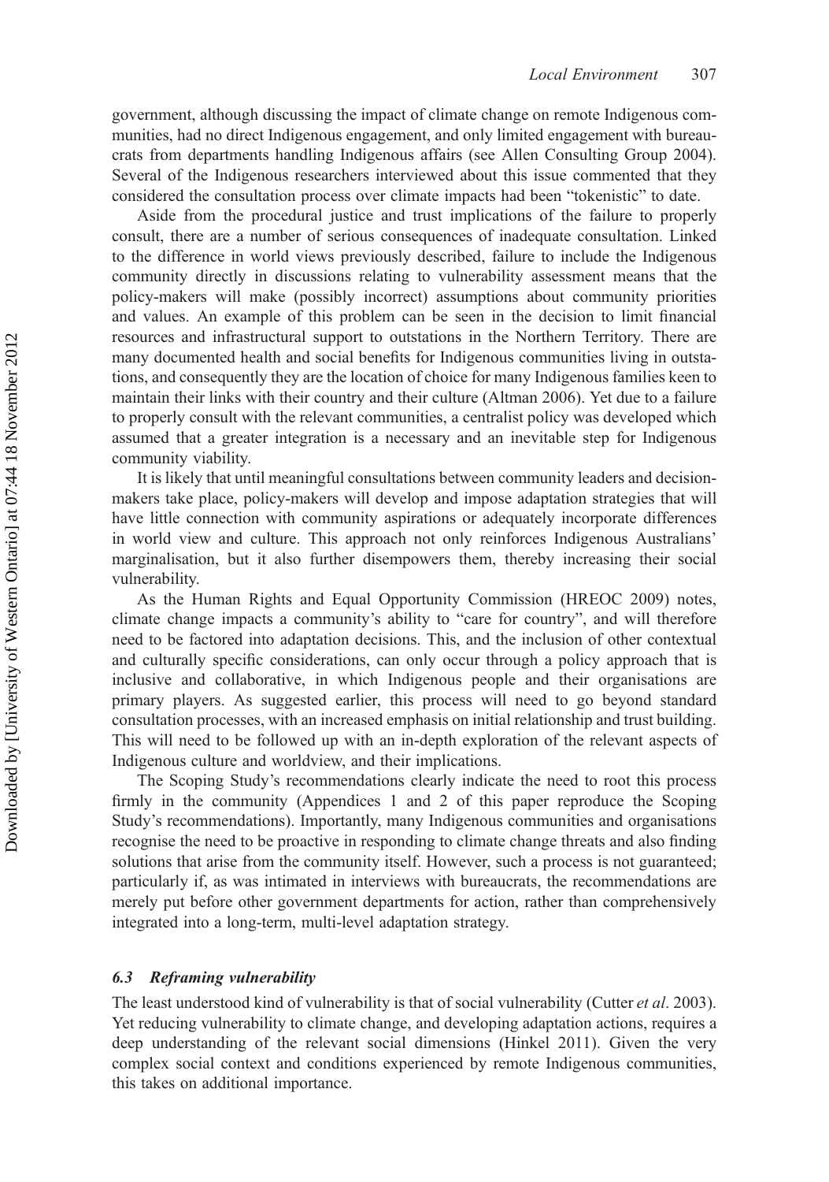government, although discussing the impact of climate change on remote Indigenous communities, had no direct Indigenous engagement, and only limited engagement with bureaucrats from departments handling Indigenous affairs (see Allen Consulting Group 2004). Several of the Indigenous researchers interviewed about this issue commented that they considered the consultation process over climate impacts had been "tokenistic" to date.

Aside from the procedural justice and trust implications of the failure to properly consult, there are a number of serious consequences of inadequate consultation. Linked to the difference in world views previously described, failure to include the Indigenous community directly in discussions relating to vulnerability assessment means that the policy-makers will make (possibly incorrect) assumptions about community priorities and values. An example of this problem can be seen in the decision to limit financial resources and infrastructural support to outstations in the Northern Territory. There are many documented health and social benefits for Indigenous communities living in outstations, and consequently they are the location of choice for many Indigenous families keen to maintain their links with their country and their culture (Altman 2006). Yet due to a failure to properly consult with the relevant communities, a centralist policy was developed which assumed that a greater integration is a necessary and an inevitable step for Indigenous community viability.

It is likely that until meaningful consultations between community leaders and decision-makers take place, policy-makers will develop and impose adaptation strategies that will have little connection with community aspirations or adequately incorporate differences in world view and culture. This approach not only reinforces Indigenous Australians' marginalisation, but it also further disempowers them, thereby increasing their social vulnerability.

As the Human Rights and Equal Opportunity Commission (HREOC 2009) notes, climate change impacts a community's ability to "care for country", and will therefore need to be factored into adaptation decisions. This, and the inclusion of other contextual and culturally specific considerations, can only occur through a policy approach that is inclusive and collaborative, in which Indigenous people and their organisations are primary players. As suggested earlier, this process will need to go beyond standard consultation processes, with an increased emphasis on initial relationship and trust building. This will need to be followed up with an in-depth exploration of the relevant aspects of Indigenous culture and worldview, and their implications.

The Scoping Study's recommendations clearly indicate the need to root this process firmly in the community (Appendices 1 and 2 of this paper reproduce the Scoping Study's recommendations). Importantly, many Indigenous communities and organisations recognise the need to be proactive in responding to climate change threats and also finding solutions that arise from the community itself. However, such a process is not guaranteed; particularly if, as was intimated in interviews with bureaucrats, the recommendations are merely put before other government departments for action, rather than comprehensively integrated into a long-term, multi-level adaptation strategy.

### *6.3 Reframing vulnerability*

The least understood kind of vulnerability is that of social vulnerability (Cutter *et al*. 2003). Yet reducing vulnerability to climate change, and developing adaptation actions, requires a deep understanding of the relevant social dimensions (Hinkel 2011). Given the very complex social context and conditions experienced by remote Indigenous communities, this takes on additional importance.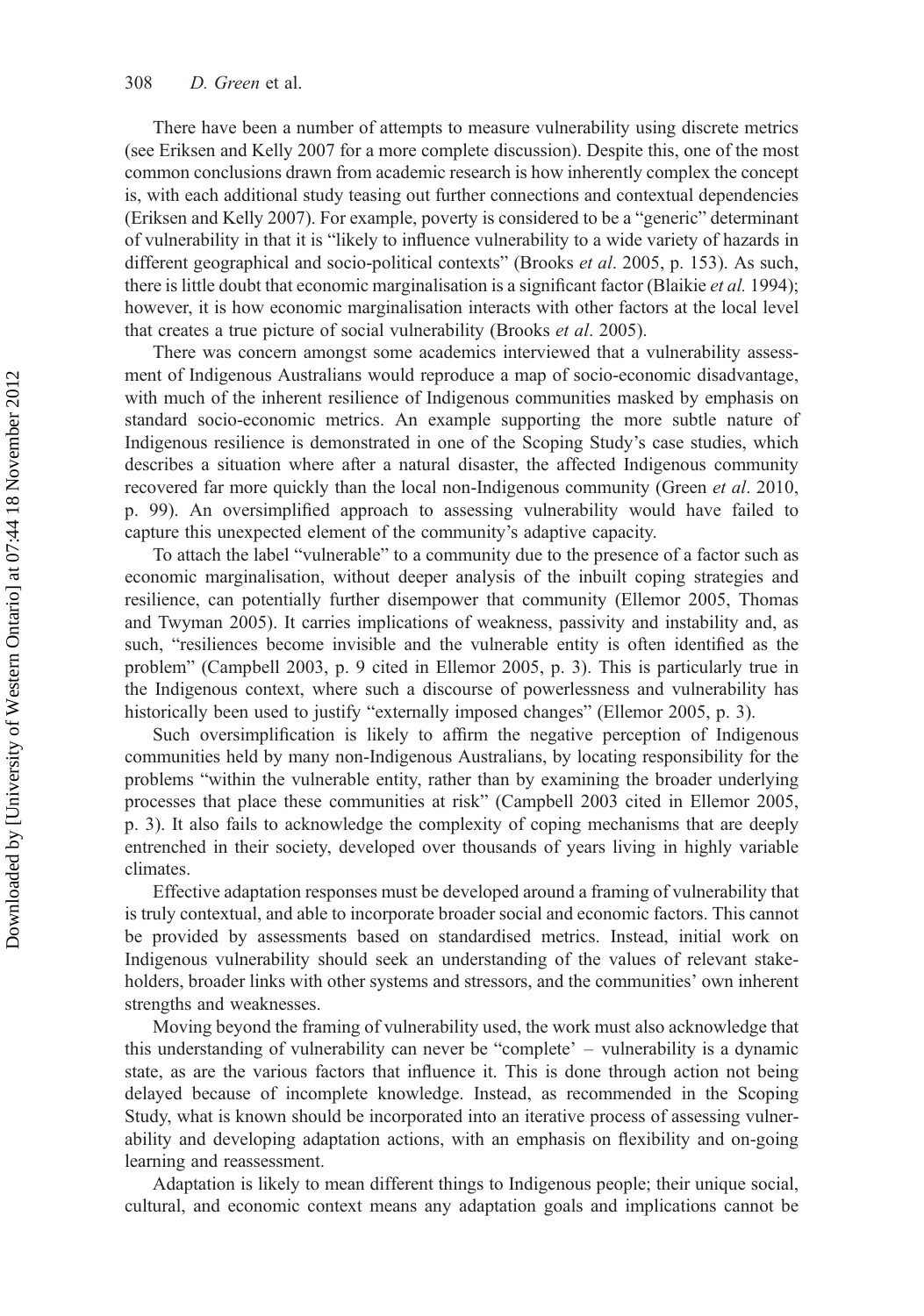There have been a number of attempts to measure vulnerability using discrete metrics (see Eriksen and Kelly 2007 for a more complete discussion). Despite this, one of the most common conclusions drawn from academic research is how inherently complex the concept is, with each additional study teasing out further connections and contextual dependencies (Eriksen and Kelly 2007). For example, poverty is considered to be a "generic" determinant of vulnerability in that it is "likely to influence vulnerability to a wide variety of hazards in different geographical and socio-political contexts" (Brooks *et al*. 2005, p. 153). As such, there is little doubt that economic marginalisation is a significant factor (Blaikie *et al.* 1994); however, it is how economic marginalisation interacts with other factors at the local level that creates a true picture of social vulnerability (Brooks *et al*. 2005).

There was concern amongst some academics interviewed that a vulnerability assessment of Indigenous Australians would reproduce a map of socio-economic disadvantage, with much of the inherent resilience of Indigenous communities masked by emphasis on standard socio-economic metrics. An example supporting the more subtle nature of Indigenous resilience is demonstrated in one of the Scoping Study's case studies, which describes a situation where after a natural disaster, the affected Indigenous community recovered far more quickly than the local non-Indigenous community (Green *et al*. 2010, p. 99). An oversimplified approach to assessing vulnerability would have failed to capture this unexpected element of the community's adaptive capacity.

To attach the label "vulnerable" to a community due to the presence of a factor such as economic marginalisation, without deeper analysis of the inbuilt coping strategies and resilience, can potentially further disempower that community (Ellemor 2005, Thomas and Twyman 2005). It carries implications of weakness, passivity and instability and, as such, "resiliences become invisible and the vulnerable entity is often identified as the problem" (Campbell 2003, p. 9 cited in Ellemor 2005, p. 3). This is particularly true in the Indigenous context, where such a discourse of powerlessness and vulnerability has historically been used to justify "externally imposed changes" (Ellemor 2005, p. 3).

Such oversimplification is likely to affirm the negative perception of Indigenous communities held by many non-Indigenous Australians, by locating responsibility for the problems "within the vulnerable entity, rather than by examining the broader underlying processes that place these communities at risk" (Campbell 2003 cited in Ellemor 2005, p. 3). It also fails to acknowledge the complexity of coping mechanisms that are deeply entrenched in their society, developed over thousands of years living in highly variable climates.

Effective adaptation responses must be developed around a framing of vulnerability that is truly contextual, and able to incorporate broader social and economic factors. This cannot be provided by assessments based on standardised metrics. Instead, initial work on Indigenous vulnerability should seek an understanding of the values of relevant stakeholders, broader links with other systems and stressors, and the communities' own inherent strengths and weaknesses.

Moving beyond the framing of vulnerability used, the work must also acknowledge that this understanding of vulnerability can never be "complete' – vulnerability is a dynamic state, as are the various factors that influence it. This is done through action not being delayed because of incomplete knowledge. Instead, as recommended in the Scoping Study, what is known should be incorporated into an iterative process of assessing vulnerability and developing adaptation actions, with an emphasis on flexibility and on-going learning and reassessment.

Adaptation is likely to mean different things to Indigenous people; their unique social, cultural, and economic context means any adaptation goals and implications cannot be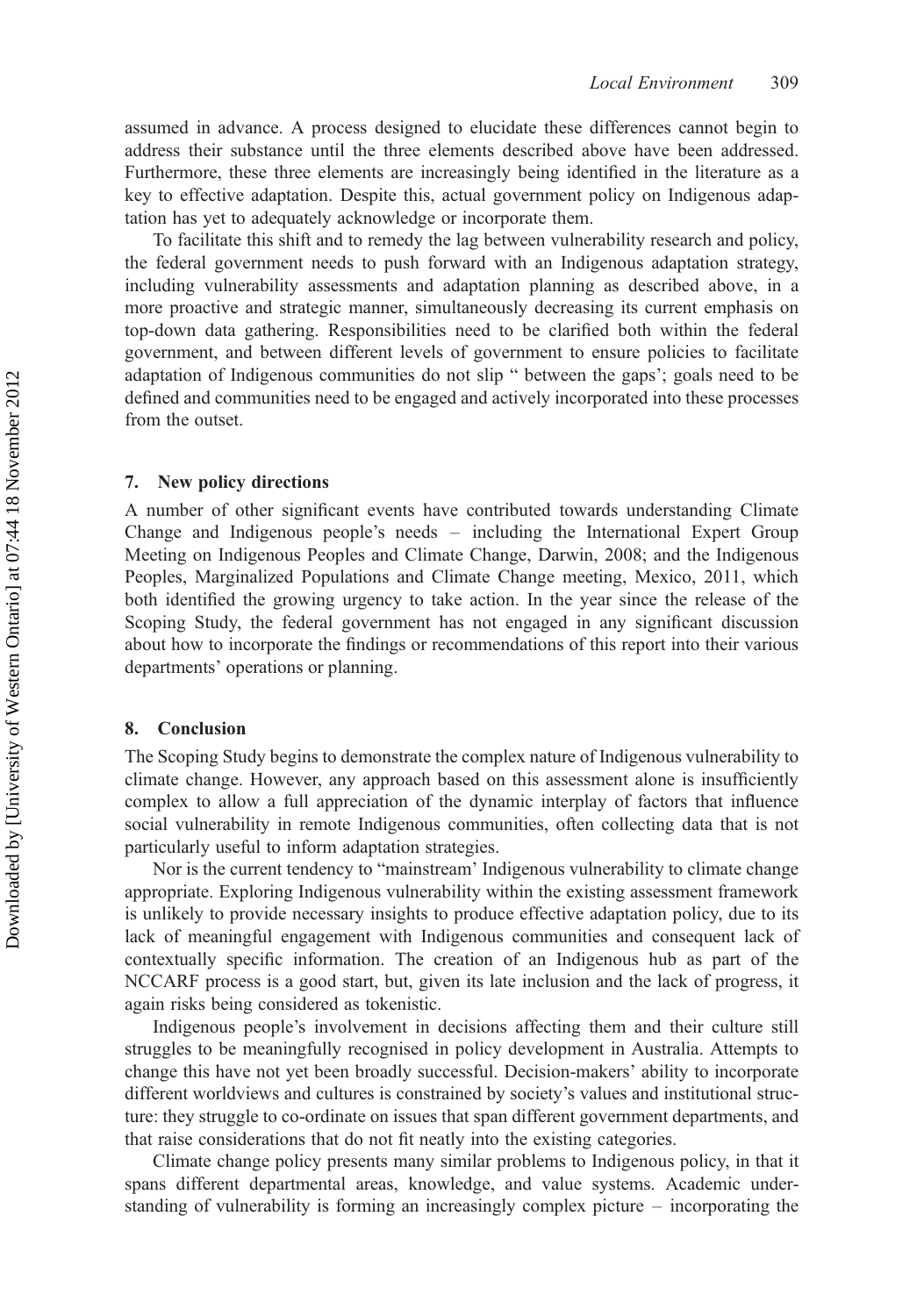assumed in advance. A process designed to elucidate these differences cannot begin to address their substance until the three elements described above have been addressed. Furthermore, these three elements are increasingly being identified in the literature as a key to effective adaptation. Despite this, actual government policy on Indigenous adaptation has yet to adequately acknowledge or incorporate them.

To facilitate this shift and to remedy the lag between vulnerability research and policy, the federal government needs to push forward with an Indigenous adaptation strategy, including vulnerability assessments and adaptation planning as described above, in a more proactive and strategic manner, simultaneously decreasing its current emphasis on top-down data gathering. Responsibilities need to be clarified both within the federal government, and between different levels of government to ensure policies to facilitate adaptation of Indigenous communities do not slip " between the gaps'; goals need to be defined and communities need to be engaged and actively incorporated into these processes from the outset.

## 7. New policy directions

A number of other significant events have contributed towards understanding Climate Change and Indigenous people's needs – including the International Expert Group Meeting on Indigenous Peoples and Climate Change, Darwin, 2008; and the Indigenous Peoples, Marginalized Populations and Climate Change meeting, Mexico, 2011, which both identified the growing urgency to take action. In the year since the release of the Scoping Study, the federal government has not engaged in any significant discussion about how to incorporate the findings or recommendations of this report into their various departments' operations or planning.

## 8. Conclusion

The Scoping Study begins to demonstrate the complex nature of Indigenous vulnerability to climate change. However, any approach based on this assessment alone is insufficiently complex to allow a full appreciation of the dynamic interplay of factors that influence social vulnerability in remote Indigenous communities, often collecting data that is not particularly useful to inform adaptation strategies.

Nor is the current tendency to "mainstream' Indigenous vulnerability to climate change appropriate. Exploring Indigenous vulnerability within the existing assessment framework is unlikely to provide necessary insights to produce effective adaptation policy, due to its lack of meaningful engagement with Indigenous communities and consequent lack of contextually specific information. The creation of an Indigenous hub as part of the NCCARF process is a good start, but, given its late inclusion and the lack of progress, it again risks being considered as tokenistic.

Indigenous people's involvement in decisions affecting them and their culture still struggles to be meaningfully recognised in policy development in Australia. Attempts to change this have not yet been broadly successful. Decision-makers' ability to incorporate different worldviews and cultures is constrained by society's values and institutional structure: they struggle to co-ordinate on issues that span different government departments, and that raise considerations that do not fit neatly into the existing categories.

Climate change policy presents many similar problems to Indigenous policy, in that it spans different departmental areas, knowledge, and value systems. Academic understanding of vulnerability is forming an increasingly complex picture – incorporating the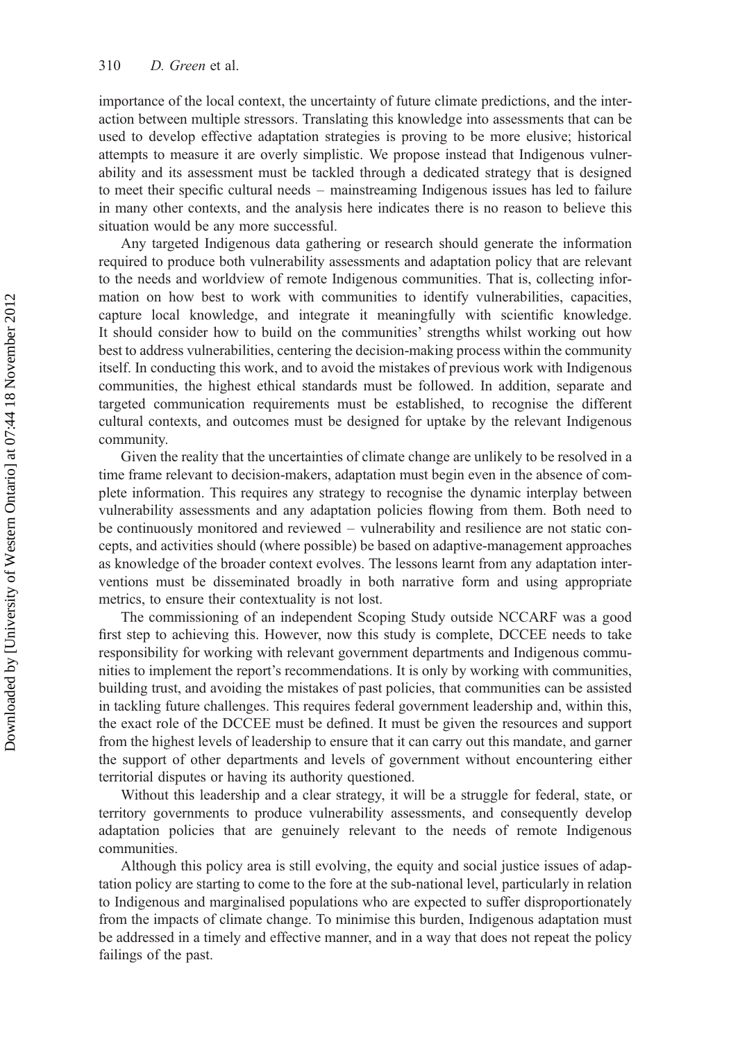importance of the local context, the uncertainty of future climate predictions, and the interaction between multiple stressors. Translating this knowledge into assessments that can be used to develop effective adaptation strategies is proving to be more elusive; historical attempts to measure it are overly simplistic. We propose instead that Indigenous vulnerability and its assessment must be tackled through a dedicated strategy that is designed to meet their specific cultural needs – mainstreaming Indigenous issues has led to failure in many other contexts, and the analysis here indicates there is no reason to believe this situation would be any more successful.

Any targeted Indigenous data gathering or research should generate the information required to produce both vulnerability assessments and adaptation policy that are relevant to the needs and worldview of remote Indigenous communities. That is, collecting information on how best to work with communities to identify vulnerabilities, capacities, capture local knowledge, and integrate it meaningfully with scientific knowledge. It should consider how to build on the communities' strengths whilst working out how best to address vulnerabilities, centering the decision-making process within the community itself. In conducting this work, and to avoid the mistakes of previous work with Indigenous communities, the highest ethical standards must be followed. In addition, separate and targeted communication requirements must be established, to recognise the different cultural contexts, and outcomes must be designed for uptake by the relevant Indigenous community.

Given the reality that the uncertainties of climate change are unlikely to be resolved in a time frame relevant to decision-makers, adaptation must begin even in the absence of complete information. This requires any strategy to recognise the dynamic interplay between vulnerability assessments and any adaptation policies flowing from them. Both need to be continuously monitored and reviewed – vulnerability and resilience are not static concepts, and activities should (where possible) be based on adaptive-management approaches as knowledge of the broader context evolves. The lessons learnt from any adaptation interventions must be disseminated broadly in both narrative form and using appropriate metrics, to ensure their contextuality is not lost.

The commissioning of an independent Scoping Study outside NCCARF was a good first step to achieving this. However, now this study is complete, DCCEE needs to take responsibility for working with relevant government departments and Indigenous communities to implement the report's recommendations. It is only by working with communities, building trust, and avoiding the mistakes of past policies, that communities can be assisted in tackling future challenges. This requires federal government leadership and, within this, the exact role of the DCCEE must be defined. It must be given the resources and support from the highest levels of leadership to ensure that it can carry out this mandate, and garner the support of other departments and levels of government without encountering either territorial disputes or having its authority questioned.

Without this leadership and a clear strategy, it will be a struggle for federal, state, or territory governments to produce vulnerability assessments, and consequently develop adaptation policies that are genuinely relevant to the needs of remote Indigenous communities.

Although this policy area is still evolving, the equity and social justice issues of adaptation policy are starting to come to the fore at the sub-national level, particularly in relation to Indigenous and marginalised populations who are expected to suffer disproportionately from the impacts of climate change. To minimise this burden, Indigenous adaptation must be addressed in a timely and effective manner, and in a way that does not repeat the policy failings of the past.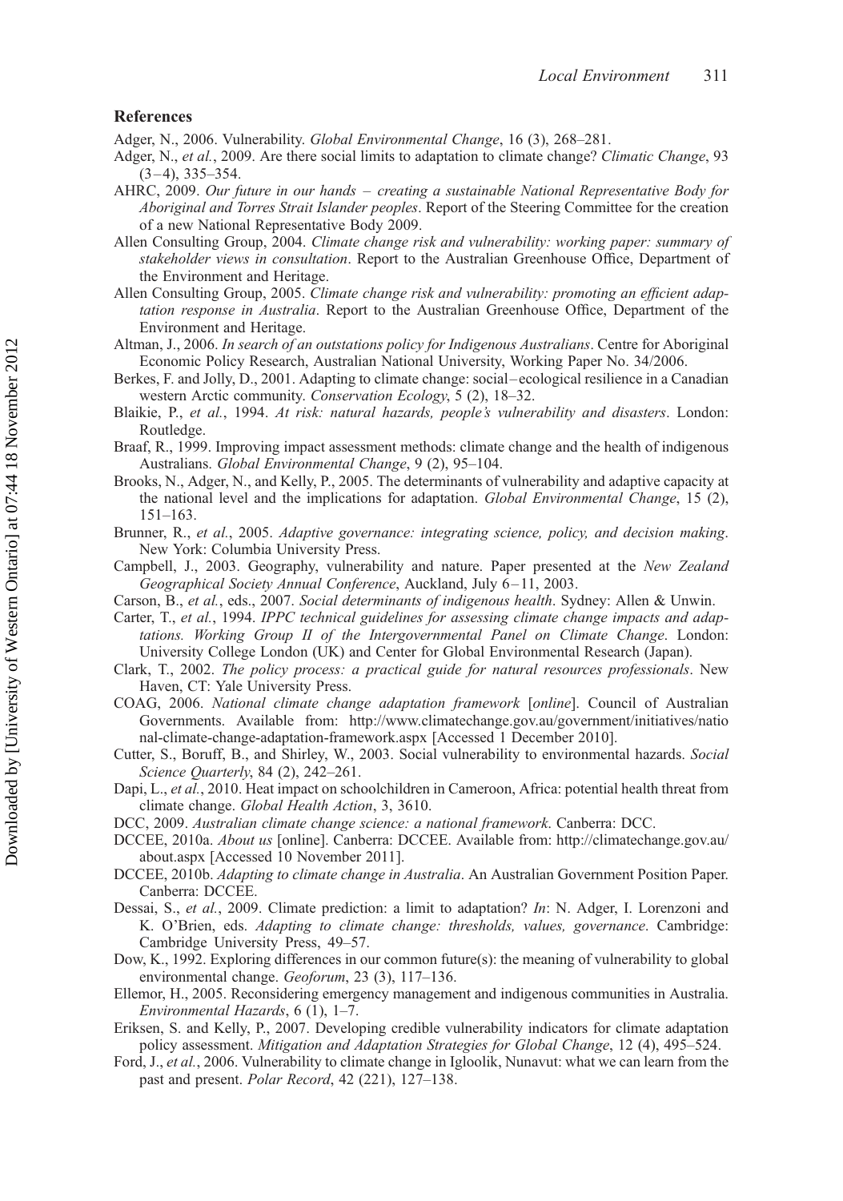## References

Adger, N., 2006. Vulnerability. *Global Environmental Change*, 16 (3), 268–281.

Adger, N., *et al.*, 2009. Are there social limits to adaptation to climate change? *Climatic Change*, 93 (3–4), 335–354.

AHRC, 2009. *Our future in our hands – creating a sustainable National Representative Body for Aboriginal and Torres Strait Islander peoples*. Report of the Steering Committee for the creation of a new National Representative Body 2009.

Allen Consulting Group, 2004. *Climate change risk and vulnerability: working paper: summary of stakeholder views in consultation*. Report to the Australian Greenhouse Office, Department of the Environment and Heritage.

Allen Consulting Group, 2005. *Climate change risk and vulnerability: promoting an efficient adaptation response in Australia*. Report to the Australian Greenhouse Office, Department of the Environment and Heritage.

Altman, J., 2006. *In search of an outstations policy for Indigenous Australians*. Centre for Aboriginal Economic Policy Research, Australian National University, Working Paper No. 34/2006.

Berkes, F. and Jolly, D., 2001. Adapting to climate change: social–ecological resilience in a Canadian western Arctic community. *Conservation Ecology*, 5 (2), 18–32.

Blaikie, P., *et al.*, 1994. *At risk: natural hazards, people's vulnerability and disasters*. London: Routledge.

Braaf, R., 1999. Improving impact assessment methods: climate change and the health of indigenous Australians. *Global Environmental Change*, 9 (2), 95–104.

Brooks, N., Adger, N., and Kelly, P., 2005. The determinants of vulnerability and adaptive capacity at the national level and the implications for adaptation. *Global Environmental Change*, 15 (2), 151–163.

Brunner, R., *et al.*, 2005. *Adaptive governance: integrating science, policy, and decision making*. New York: Columbia University Press.

Campbell, J., 2003. Geography, vulnerability and nature. Paper presented at the *New Zealand Geographical Society Annual Conference*, Auckland, July 6–11, 2003.

Carson, B., *et al.*, eds., 2007. *Social determinants of indigenous health*. Sydney: Allen & Unwin.

Carter, T., *et al.*, 1994. *IPPC technical guidelines for assessing climate change impacts and adaptations. Working Group II of the Intergovernmental Panel on Climate Change*. London: University College London (UK) and Center for Global Environmental Research (Japan).

Clark, T., 2002. *The policy process: a practical guide for natural resources professionals*. New Haven, CT: Yale University Press.

COAG, 2006. *National climate change adaptation framework* [*online*]. Council of Australian Governments. Available from: http://www.climatechange.gov.au/government/initiatives/national-climate-change-adaptation-framework.aspx [Accessed 1 December 2010].

Cutter, S., Boruff, B., and Shirley, W., 2003. Social vulnerability to environmental hazards. *Social Science Quarterly*, 84 (2), 242–261.

Dapi, L., *et al.*, 2010. Heat impact on schoolchildren in Cameroon, Africa: potential health threat from climate change. *Global Health Action*, 3, 3610.

DCC, 2009. *Australian climate change science: a national framework*. Canberra: DCC.

DCCEE, 2010a. *About us* [online]. Canberra: DCCEE. Available from: http://climatechange.gov.au/about.aspx [Accessed 10 November 2011].

DCCEE, 2010b. *Adapting to climate change in Australia*. An Australian Government Position Paper. Canberra: DCCEE.

Dessai, S., *et al.*, 2009. Climate prediction: a limit to adaptation? *In*: N. Adger, I. Lorenzoni and K. O'Brien, eds. *Adapting to climate change: thresholds, values, governance*. Cambridge: Cambridge University Press, 49–57.

Dow, K., 1992. Exploring differences in our common future(s): the meaning of vulnerability to global environmental change. *Geoforum*, 23 (3), 117–136.

Ellemor, H., 2005. Reconsidering emergency management and indigenous communities in Australia. *Environmental Hazards*, 6 (1), 1–7.

Eriksen, S. and Kelly, P., 2007. Developing credible vulnerability indicators for climate adaptation policy assessment. *Mitigation and Adaptation Strategies for Global Change*, 12 (4), 495–524.

Ford, J., *et al.*, 2006. Vulnerability to climate change in Igloolik, Nunavut: what we can learn from the past and present. *Polar Record*, 42 (221), 127–138.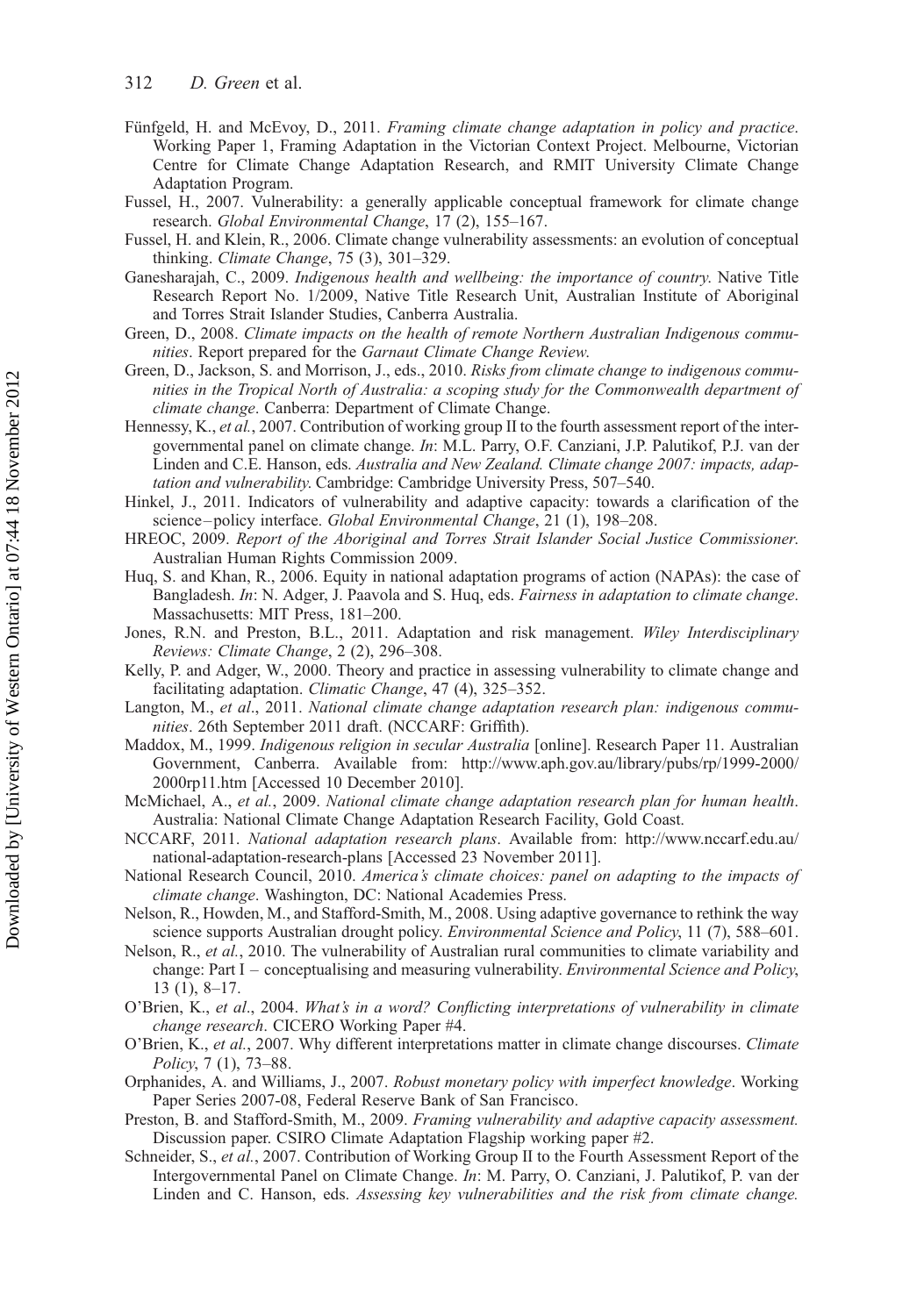Fünfgeld, H. and McEvoy, D., 2011. *Framing climate change adaptation in policy and practice*. Working Paper 1, Framing Adaptation in the Victorian Context Project. Melbourne, Victorian Centre for Climate Change Adaptation Research, and RMIT University Climate Change Adaptation Program.

Fussel, H., 2007. Vulnerability: a generally applicable conceptual framework for climate change research. *Global Environmental Change*, 17 (2), 155–167.

Fussel, H. and Klein, R., 2006. Climate change vulnerability assessments: an evolution of conceptual thinking. *Climate Change*, 75 (3), 301–329.

Ganesharajah, C., 2009. *Indigenous health and wellbeing: the importance of country*. Native Title Research Report No. 1/2009, Native Title Research Unit, Australian Institute of Aboriginal and Torres Strait Islander Studies, Canberra Australia.

Green, D., 2008. *Climate impacts on the health of remote Northern Australian Indigenous communities*. Report prepared for the *Garnaut Climate Change Review*.

Green, D., Jackson, S. and Morrison, J., eds., 2010. *Risks from climate change to indigenous communities in the Tropical North of Australia: a scoping study for the Commonwealth department of climate change*. Canberra: Department of Climate Change.

Hennessy, K., *et al.*, 2007. Contribution of working group II to the fourth assessment report of the intergovernmental panel on climate change. *In*: M.L. Parry, O.F. Canziani, J.P. Palutikof, P.J. van der Linden and C.E. Hanson, eds. *Australia and New Zealand. Climate change 2007: impacts, adaptation and vulnerability*. Cambridge: Cambridge University Press, 507–540.

Hinkel, J., 2011. Indicators of vulnerability and adaptive capacity: towards a clarification of the science–policy interface. *Global Environmental Change*, 21 (1), 198–208.

HREOC, 2009. *Report of the Aboriginal and Torres Strait Islander Social Justice Commissioner*. Australian Human Rights Commission 2009.

Huq, S. and Khan, R., 2006. Equity in national adaptation programs of action (NAPAs): the case of Bangladesh. *In*: N. Adger, J. Paavola and S. Huq, eds. *Fairness in adaptation to climate change*. Massachusetts: MIT Press, 181–200.

Jones, R.N. and Preston, B.L., 2011. Adaptation and risk management. *Wiley Interdisciplinary Reviews: Climate Change*, 2 (2), 296–308.

Kelly, P. and Adger, W., 2000. Theory and practice in assessing vulnerability to climate change and facilitating adaptation. *Climatic Change*, 47 (4), 325–352.

Langton, M., *et al*., 2011. *National climate change adaptation research plan: indigenous communities*. 26th September 2011 draft. (NCCARF: Griffith).

Maddox, M., 1999. *Indigenous religion in secular Australia* [online]. Research Paper 11. Australian Government, Canberra. Available from: http://www.aph.gov.au/library/pubs/rp/1999-2000/2000rp11.htm [Accessed 10 December 2010].

McMichael, A., *et al.*, 2009. *National climate change adaptation research plan for human health*. Australia: National Climate Change Adaptation Research Facility, Gold Coast.

NCCARF, 2011. *National adaptation research plans*. Available from: http://www.nccarf.edu.au/national-adaptation-research-plans [Accessed 23 November 2011].

National Research Council, 2010. *America's climate choices: panel on adapting to the impacts of climate change*. Washington, DC: National Academies Press.

Nelson, R., Howden, M., and Stafford-Smith, M., 2008. Using adaptive governance to rethink the way science supports Australian drought policy. *Environmental Science and Policy*, 11 (7), 588–601.

Nelson, R., *et al.*, 2010. The vulnerability of Australian rural communities to climate variability and change: Part I – conceptualising and measuring vulnerability. *Environmental Science and Policy*, 13 (1), 8–17.

O'Brien, K., *et al*., 2004. *What's in a word? Conflicting interpretations of vulnerability in climate change research*. CICERO Working Paper #4.

O'Brien, K., *et al.*, 2007. Why different interpretations matter in climate change discourses. *Climate Policy*, 7 (1), 73–88.

Orphanides, A. and Williams, J., 2007. *Robust monetary policy with imperfect knowledge*. Working Paper Series 2007-08, Federal Reserve Bank of San Francisco.

Preston, B. and Stafford-Smith, M., 2009. *Framing vulnerability and adaptive capacity assessment.* Discussion paper. CSIRO Climate Adaptation Flagship working paper #2.

Schneider, S., *et al.*, 2007. Contribution of Working Group II to the Fourth Assessment Report of the Intergovernmental Panel on Climate Change. *In*: M. Parry, O. Canziani, J. Palutikof, P. van der Linden and C. Hanson, eds. *Assessing key vulnerabilities and the risk from climate change.*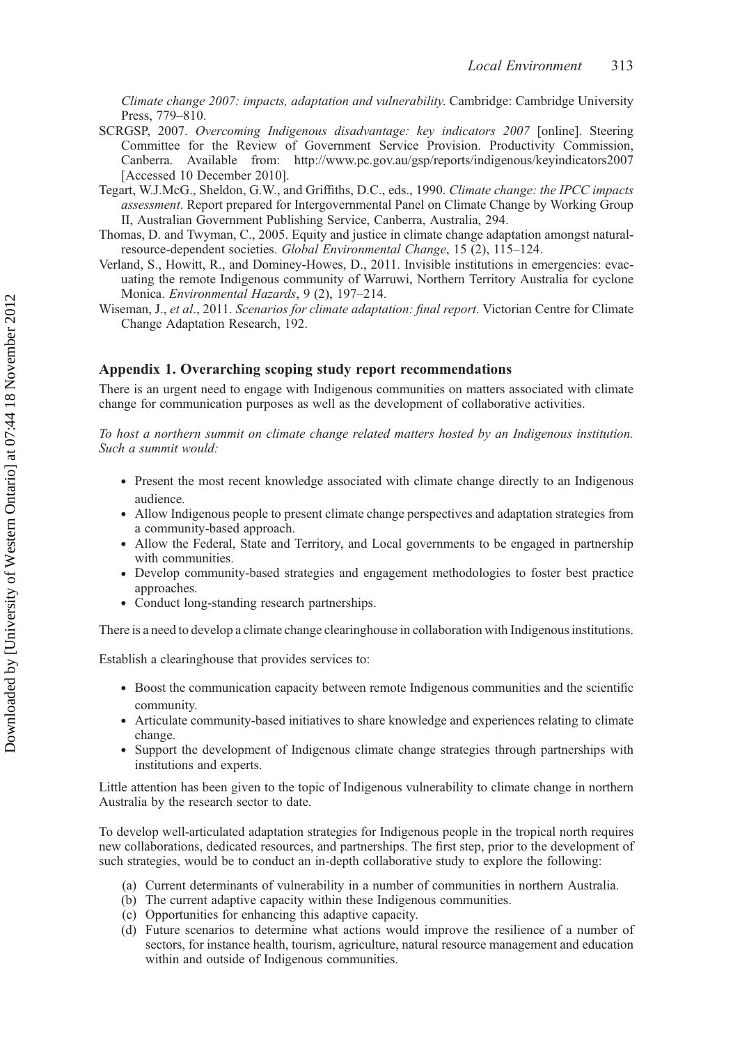*Climate change 2007: impacts, adaptation and vulnerability*. Cambridge: Cambridge University Press, 779–810.

SCRGSP, 2007. *Overcoming Indigenous disadvantage: key indicators 2007* [online]. Steering Committee for the Review of Government Service Provision. Productivity Commission, Canberra. Available from: http://www.pc.gov.au/gsp/reports/indigenous/keyindicators2007 [Accessed 10 December 2010].

Tegart, W.J.McG., Sheldon, G.W., and Griffiths, D.C., eds., 1990. *Climate change: the IPCC impacts assessment*. Report prepared for Intergovernmental Panel on Climate Change by Working Group II, Australian Government Publishing Service, Canberra, Australia, 294.

Thomas, D. and Twyman, C., 2005. Equity and justice in climate change adaptation amongst natural-resource-dependent societies. *Global Environmental Change*, 15 (2), 115–124.

Verland, S., Howitt, R., and Dominey-Howes, D., 2011. Invisible institutions in emergencies: evacuating the remote Indigenous community of Warruwi, Northern Territory Australia for cyclone Monica. *Environmental Hazards*, 9 (2), 197–214.

Wiseman, J., *et al*., 2011. *Scenarios for climate adaptation: final report*. Victorian Centre for Climate Change Adaptation Research, 192.

## Appendix 1. Overarching scoping study report recommendations

There is an urgent need to engage with Indigenous communities on matters associated with climate change for communication purposes as well as the development of collaborative activities.

*To host a northern summit on climate change related matters hosted by an Indigenous institution. Such a summit would:*

- Present the most recent knowledge associated with climate change directly to an Indigenous audience.
- Allow Indigenous people to present climate change perspectives and adaptation strategies from a community-based approach.
- Allow the Federal, State and Territory, and Local governments to be engaged in partnership with communities.
- Develop community-based strategies and engagement methodologies to foster best practice approaches.
- Conduct long-standing research partnerships.

There is a need to develop a climate change clearinghouse in collaboration with Indigenous institutions.

Establish a clearinghouse that provides services to:

- Boost the communication capacity between remote Indigenous communities and the scientific community.
- Articulate community-based initiatives to share knowledge and experiences relating to climate change.
- Support the development of Indigenous climate change strategies through partnerships with institutions and experts.

Little attention has been given to the topic of Indigenous vulnerability to climate change in northern Australia by the research sector to date.

To develop well-articulated adaptation strategies for Indigenous people in the tropical north requires new collaborations, dedicated resources, and partnerships. The first step, prior to the development of such strategies, would be to conduct an in-depth collaborative study to explore the following:

(a) Current determinants of vulnerability in a number of communities in northern Australia.
(b) The current adaptive capacity within these Indigenous communities.
(c) Opportunities for enhancing this adaptive capacity.
(d) Future scenarios to determine what actions would improve the resilience of a number of sectors, for instance health, tourism, agriculture, natural resource management and education within and outside of Indigenous communities.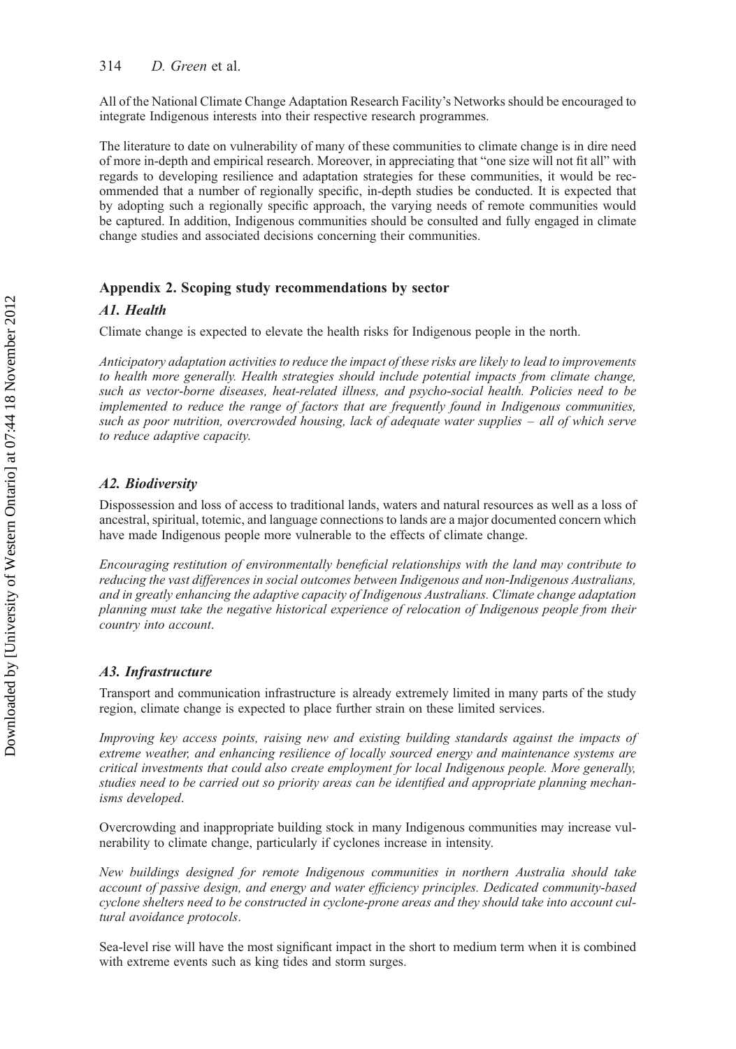All of the National Climate Change Adaptation Research Facility's Networks should be encouraged to integrate Indigenous interests into their respective research programmes.

The literature to date on vulnerability of many of these communities to climate change is in dire need of more in-depth and empirical research. Moreover, in appreciating that "one size will not fit all" with regards to developing resilience and adaptation strategies for these communities, it would be recommended that a number of regionally specific, in-depth studies be conducted. It is expected that by adopting such a regionally specific approach, the varying needs of remote communities would be captured. In addition, Indigenous communities should be consulted and fully engaged in climate change studies and associated decisions concerning their communities.

## Appendix 2. Scoping study recommendations by sector

### A1. Health

Climate change is expected to elevate the health risks for Indigenous people in the north.

*Anticipatory adaptation activities to reduce the impact of these risks are likely to lead to improvements to health more generally. Health strategies should include potential impacts from climate change, such as vector-borne diseases, heat-related illness, and psycho-social health. Policies need to be implemented to reduce the range of factors that are frequently found in Indigenous communities, such as poor nutrition, overcrowded housing, lack of adequate water supplies – all of which serve to reduce adaptive capacity.*

### A2. Biodiversity

Dispossession and loss of access to traditional lands, waters and natural resources as well as a loss of ancestral, spiritual, totemic, and language connections to lands are a major documented concern which have made Indigenous people more vulnerable to the effects of climate change.

*Encouraging restitution of environmentally beneficial relationships with the land may contribute to reducing the vast differences in social outcomes between Indigenous and non-Indigenous Australians, and in greatly enhancing the adaptive capacity of Indigenous Australians. Climate change adaptation planning must take the negative historical experience of relocation of Indigenous people from their country into account*.

### A3. Infrastructure

Transport and communication infrastructure is already extremely limited in many parts of the study region, climate change is expected to place further strain on these limited services.

*Improving key access points, raising new and existing building standards against the impacts of extreme weather, and enhancing resilience of locally sourced energy and maintenance systems are critical investments that could also create employment for local Indigenous people. More generally, studies need to be carried out so priority areas can be identified and appropriate planning mechanisms developed*.

Overcrowding and inappropriate building stock in many Indigenous communities may increase vulnerability to climate change, particularly if cyclones increase in intensity.

*New buildings designed for remote Indigenous communities in northern Australia should take account of passive design, and energy and water efficiency principles. Dedicated community-based cyclone shelters need to be constructed in cyclone-prone areas and they should take into account cultural avoidance protocols*.

Sea-level rise will have the most significant impact in the short to medium term when it is combined with extreme events such as king tides and storm surges.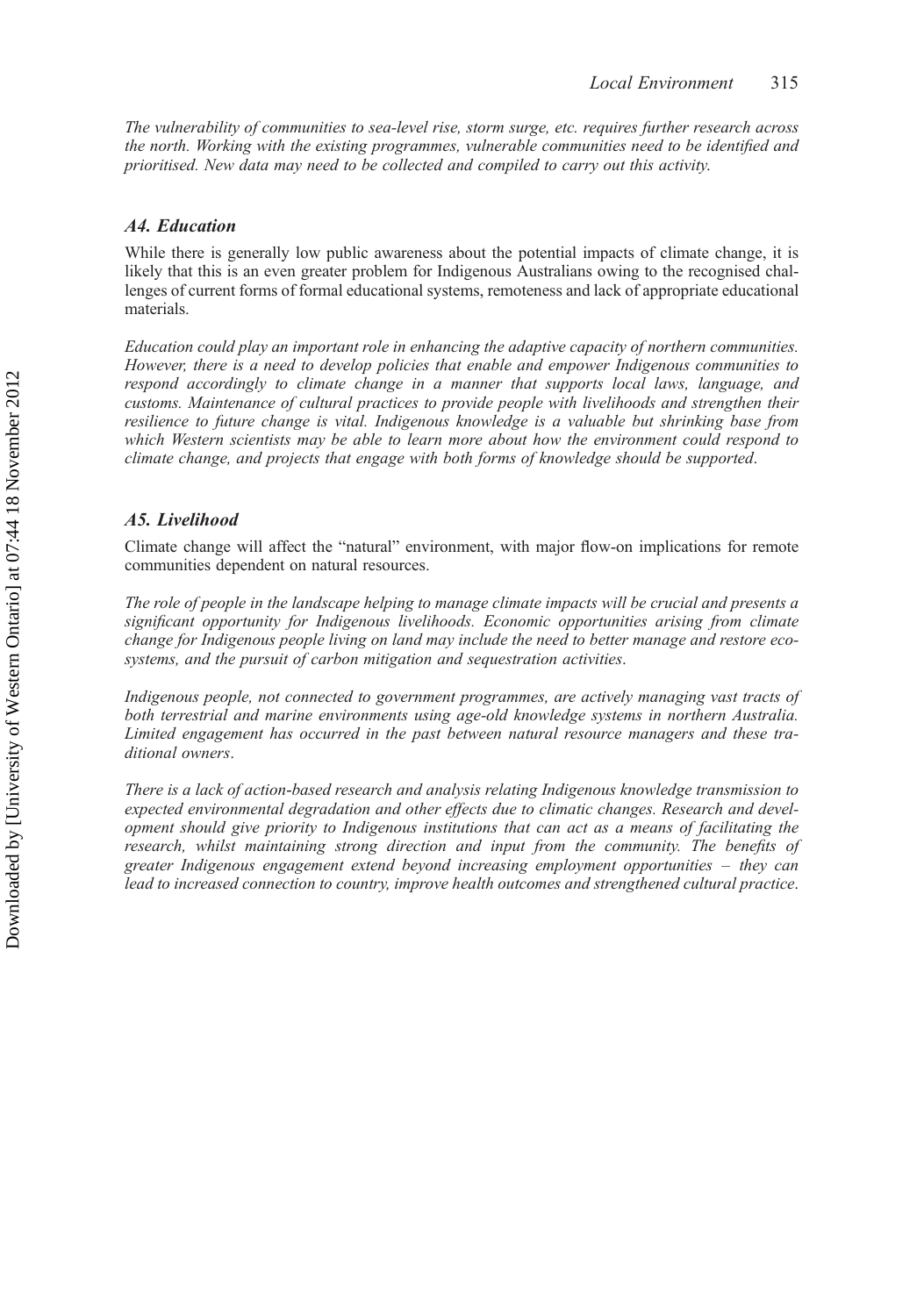*The vulnerability of communities to sea-level rise, storm surge, etc. requires further research across the north. Working with the existing programmes, vulnerable communities need to be identified and prioritised. New data may need to be collected and compiled to carry out this activity.*

### *A4. Education*

While there is generally low public awareness about the potential impacts of climate change, it is likely that this is an even greater problem for Indigenous Australians owing to the recognised challenges of current forms of formal educational systems, remoteness and lack of appropriate educational materials.

*Education could play an important role in enhancing the adaptive capacity of northern communities. However, there is a need to develop policies that enable and empower Indigenous communities to respond accordingly to climate change in a manner that supports local laws, language, and customs. Maintenance of cultural practices to provide people with livelihoods and strengthen their resilience to future change is vital. Indigenous knowledge is a valuable but shrinking base from which Western scientists may be able to learn more about how the environment could respond to climate change, and projects that engage with both forms of knowledge should be supported.*

### *A5. Livelihood*

Climate change will affect the "natural" environment, with major flow-on implications for remote communities dependent on natural resources.

*The role of people in the landscape helping to manage climate impacts will be crucial and presents a significant opportunity for Indigenous livelihoods. Economic opportunities arising from climate change for Indigenous people living on land may include the need to better manage and restore ecosystems, and the pursuit of carbon mitigation and sequestration activities.*

*Indigenous people, not connected to government programmes, are actively managing vast tracts of both terrestrial and marine environments using age-old knowledge systems in northern Australia. Limited engagement has occurred in the past between natural resource managers and these traditional owners.*

*There is a lack of action-based research and analysis relating Indigenous knowledge transmission to expected environmental degradation and other effects due to climatic changes. Research and development should give priority to Indigenous institutions that can act as a means of facilitating the research, whilst maintaining strong direction and input from the community. The benefits of greater Indigenous engagement extend beyond increasing employment opportunities – they can lead to increased connection to country, improve health outcomes and strengthened cultural practice.*